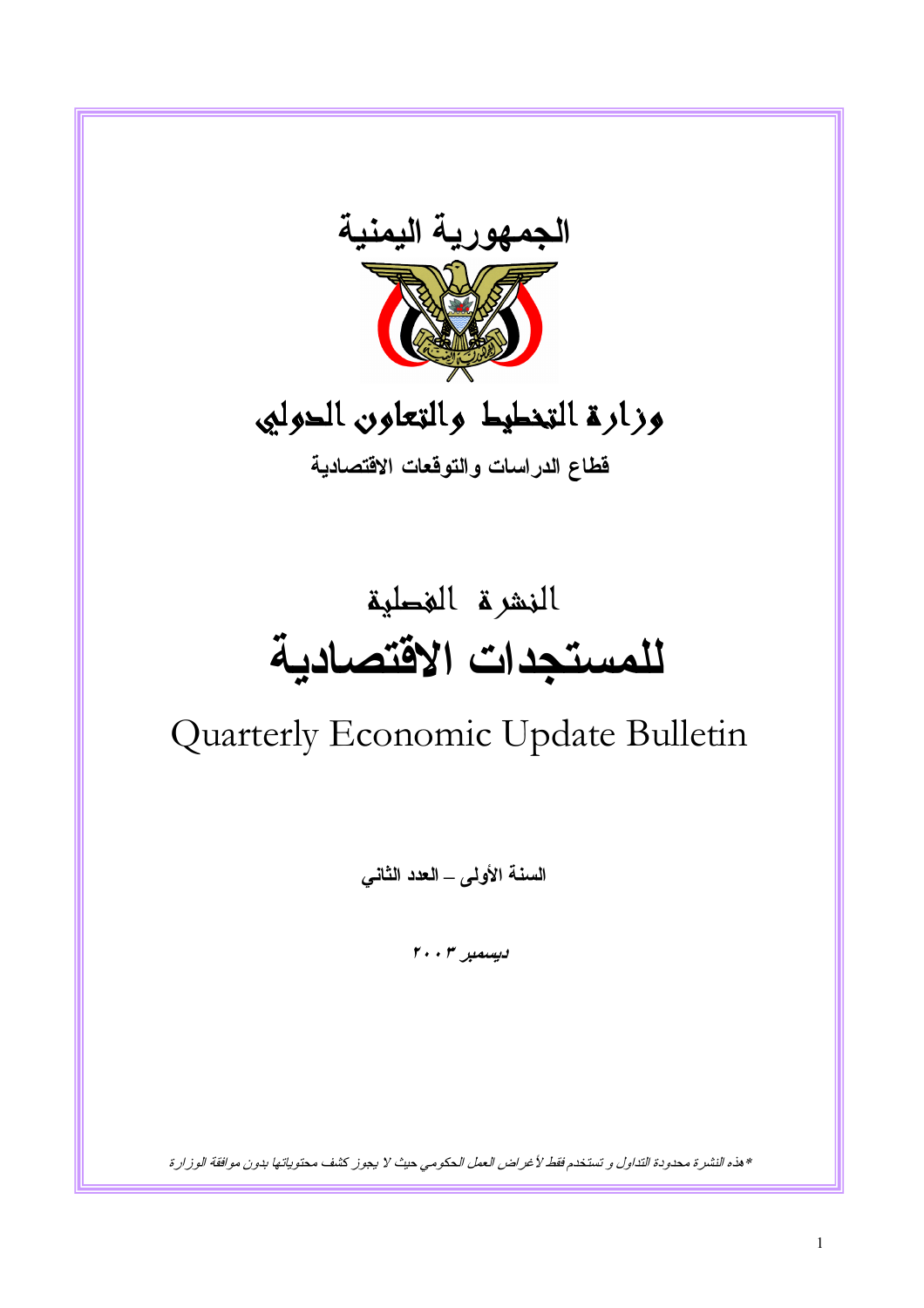# الجمهورية اليمنية

## وزارة التخطيط والتعاون الدولي

**قطاع الدراسات والتوقعات الاقتصادية**

# النشرة الفصلية
# للمستجدات الاقتصادية

# Quarterly Economic Update Bulletin

**السنة الأولى – العدد الثاني**

***ديسمبر ٢٠٠٣***

*\*هذه النشرة محدودة التداول و تستخدم فقط لأغراض العمل الحكومي حيث لا يجوز كشف محتوياتها بدون موافقة الوزارة*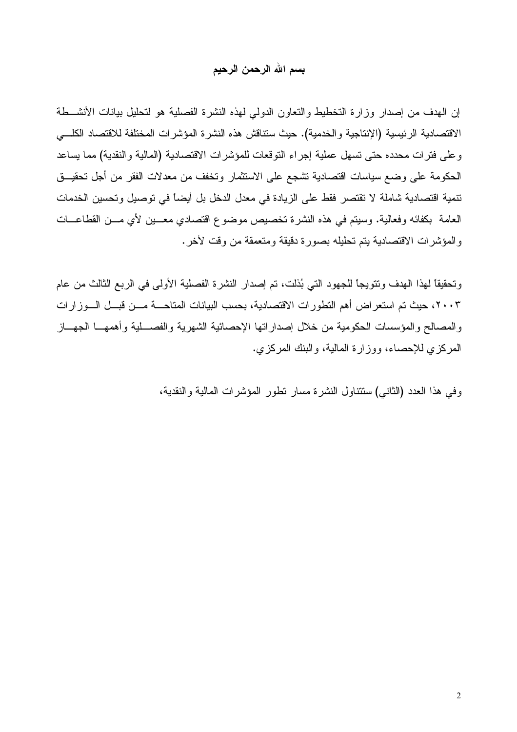**بسم الله الرحمن الرحيم**

إن الهدف من إصدار وزارة التخطيط والتعاون الدولي لهذه النشرة الفصلية هو لتحليل بيانات الأنشطة الاقتصادية الرئيسية (الإنتاجية والخدمية). حيث ستناقش هذه النشرة المؤشرات المختلفة للاقتصاد الكلي وعلى فترات محدده حتى تسهل عملية إجراء التوقعات للمؤشرات الاقتصادية (المالية والنقدية) مما يساعد الحكومة على وضع سياسات اقتصادية تشجع على الاستثمار وتخفف من معدلات الفقر من أجل تحقيق تنمية اقتصادية شاملة لا تقتصر فقط على الزيادة في معدل الدخل بل أيضاً في توصيل وتحسين الخدمات العامة بكفائه وفعالية. وسيتم في هذه النشرة تخصيص موضوع اقتصادي معين لأي من القطاعات والمؤشرات الاقتصادية يتم تحليله بصورة دقيقة ومتعمقة من وقت لأخر.

وتحقيقاً لهذا الهدف وتتويجاً للجهود التي بُذلت، تم إصدار النشرة الفصلية الأولى في الربع الثالث من عام ٢٠٠٣، حيث تم استعراض أهم التطورات الاقتصادية، بحسب البيانات المتاحة من قبل الوزارات والمصالح والمؤسسات الحكومية من خلال إصداراتها الإحصائية الشهرية والفصلية وأهمها الجهاز المركزي للإحصاء، ووزارة المالية، والبنك المركزي.

وفي هذا العدد (الثاني) ستتناول النشرة مسار تطور المؤشرات المالية والنقدية،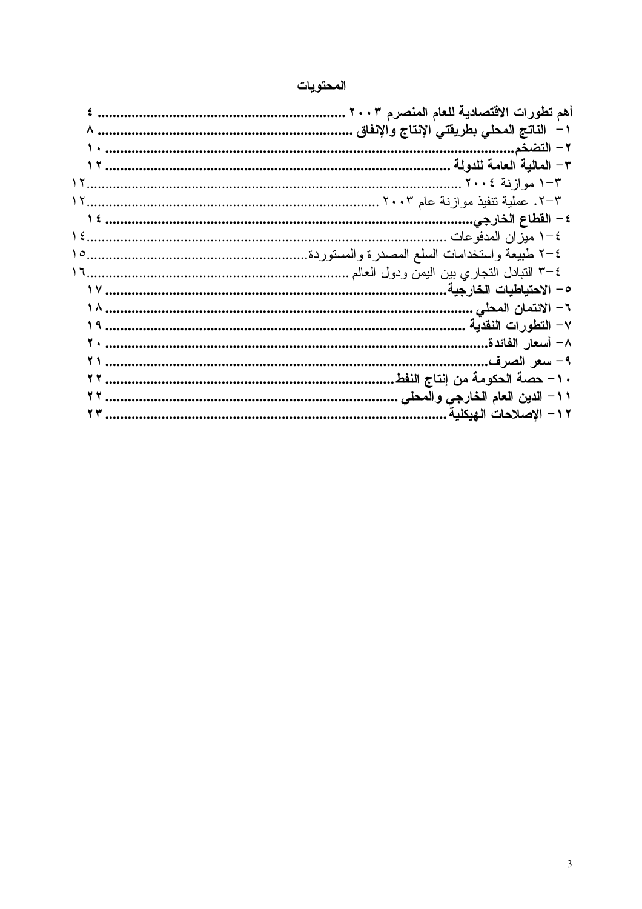**<u>المحتويات</u>**

**أهم تطورات الاقتصادية للعام المنصرم ٢٠٠٣ ........ ٤**

**١- الناتج المحلي بطريقتي الإنتاج والإنفاق ........ ٨**

**٢- التضخم........ ١٠**

**٣- المالية العامة للدولة ........ ١٢**

٣-١ موازنة ٢٠٠٤ ........ ١٢

٣-٢. عملية تنفيذ موازنة عام ٢٠٠٣ ........ ١٢

**٤- القطاع الخارجي........ ١٤**

٤-١ ميزان المدفوعات ........ ١٤

٤-٢ طبيعة واستخدامات السلع المصدرة والمستوردة........ ١٥

٤-٣ التبادل التجاري بين اليمن ودول العالم ........ ١٦

**٥- الاحتياطيات الخارجية........ ١٧**

**٦- الائتمان المحلي ........ ١٨**

**٧- التطورات النقدية ........ ١٩**

**٨- أسعار الفائدة........ ٢٠**

**٩- سعر الصرف........ ٢١**

**١٠- حصة الحكومة من إنتاج النفط........ ٢٢**

**١١- الدين العام الخارجي والمحلي ........ ٢٢**

**١٢- الإصلاحات الهيكلية ........ ٢٣**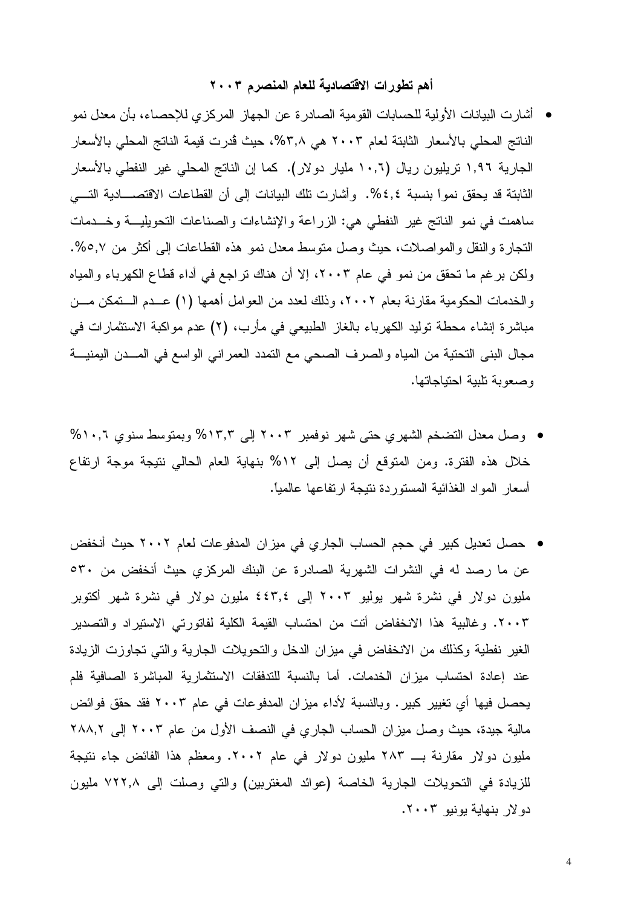### أهم تطورات الاقتصادية للعام المنصرم ٢٠٠٣

- أشارت البيانات الأولية للحسابات القومية الصادرة عن الجهاز المركزي للإحصاء، بأن معدل نمو الناتج المحلي بالأسعار الثابتة لعام ٢٠٠٣ هي ٣,٨%، حيث قُدرت قيمة الناتج المحلي بالأسعار الجارية ١,٩٦ تريليون ريال (١٠,٦ مليار دولار). كما إن الناتج المحلي غير النفطي بالأسعار الثابتة قد يحقق نمواً بنسبة ٤,٤%. وأشارت تلك البيانات إلى أن القطاعات الاقتصادية التي ساهمت في نمو الناتج غير النفطي هي: الزراعة والإنشاءات والصناعات التحويلية وخدمات التجارة والنقل والمواصلات، حيث وصل متوسط معدل نمو هذه القطاعات إلى أكثر من ٥,٧%. ولكن برغم ما تحقق من نمو في عام ٢٠٠٣، إلا أن هناك تراجع في أداء قطاع الكهرباء والمياه والخدمات الحكومية مقارنة بعام ٢٠٠٢، وذلك لعدد من العوامل أهمها (١) عدم التمكن من مباشرة إنشاء محطة توليد الكهرباء بالغاز الطبيعي في مأرب، (٢) عدم مواكبة الاستثمارات في مجال البنى التحتية من المياه والصرف الصحي مع التمدد العمراني الواسع في المدن اليمنية وصعوبة تلبية احتياجاتها.

- وصل معدل التضخم الشهري حتى شهر نوفمبر ٢٠٠٣ إلى ١٣,٣% وبمتوسط سنوي ١٠,٦% خلال هذه الفترة. ومن المتوقع أن يصل إلى ١٢% بنهاية العام الحالي نتيجة موجة ارتفاع أسعار المواد الغذائية المستوردة نتيجة ارتفاعها عالمياً.

- حصل تعديل كبير في حجم الحساب الجاري في ميزان المدفوعات لعام ٢٠٠٢ حيث أنخفض عن ما رصد له في النشرات الشهرية الصادرة عن البنك المركزي حيث أنخفض من ٥٣٠ مليون دولار في نشرة شهر يوليو ٢٠٠٣ إلى ٤٤٣,٤ مليون دولار في نشرة شهر أكتوبر ٢٠٠٣. وغالبية هذا الانخفاض أتت من احتساب القيمة الكلية لفاتورتي الاستيراد والتصدير الغير نفطية وكذلك من الانخفاض في ميزان الدخل والتحويلات الجارية والتي تجاوزت الزيادة عند إعادة احتساب ميزان الخدمات. أما بالنسبة للتدفقات الاستثمارية المباشرة الصافية فلم يحصل فيها أي تغيير كبير. وبالنسبة لأداء ميزان المدفوعات في عام ٢٠٠٣ فقد حقق فوائض مالية جيدة، حيث وصل ميزان الحساب الجاري في النصف الأول من عام ٢٠٠٣ إلى ٢٨٨,٢ مليون دولار مقارنة بـــ ٢٨٣ مليون دولار في عام ٢٠٠٢. ومعظم هذا الفائض جاء نتيجة للزيادة في التحويلات الجارية الخاصة (عوائد المغتربين) والتي وصلت إلى ٧٢٢,٨ مليون دولار بنهاية يونيو ٢٠٠٣.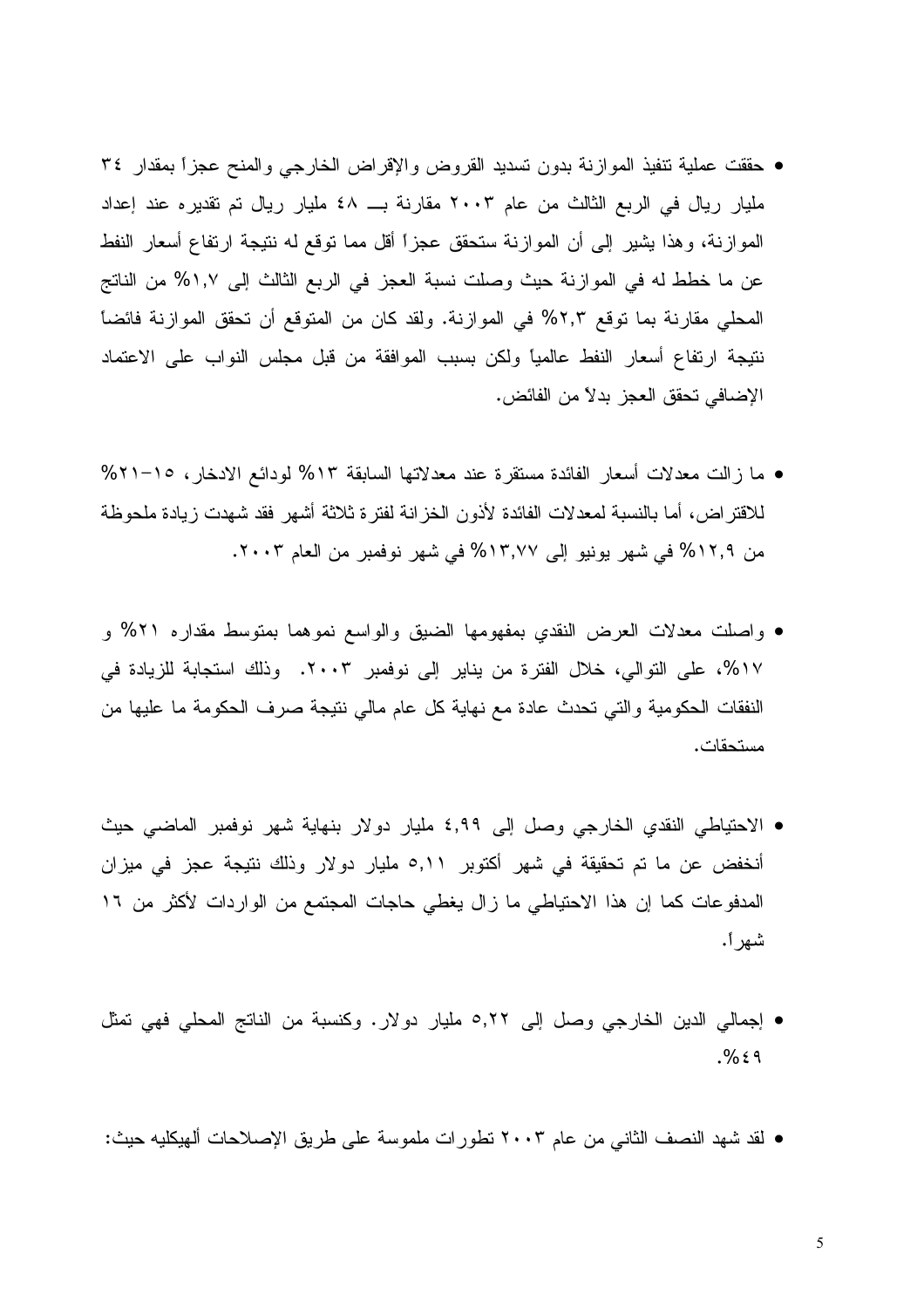- حققت عملية تنفيذ الموازنة بدون تسديد القروض والإقراض الخارجي والمنح عجزاً بمقدار ٣٤ مليار ريال في الربع الثالث من عام ٢٠٠٣ مقارنة بـــ ٤٨ مليار ريال تم تقديره عند إعداد الموازنة، وهذا يشير إلى أن الموازنة ستحقق عجزاً أقل مما توقع له نتيجة ارتفاع أسعار النفط عن ما خطط له في الموازنة حيث وصلت نسبة العجز في الربع الثالث إلى ١,٧% من الناتج المحلي مقارنة بما توقع ٢,٣% في الموازنة. ولقد كان من المتوقع أن تحقق الموازنة فائضاً نتيجة ارتفاع أسعار النفط عالمياً ولكن بسبب الموافقة من قبل مجلس النواب على الاعتماد الإضافي تحقق العجز بدلاً من الفائض.

- ما زالت معدلات أسعار الفائدة مستقرة عند معدلاتها السابقة ١٣% لودائع الادخار، ١٥-٢١% للاقتراض، أما بالنسبة لمعدلات الفائدة لأذون الخزانة لفترة ثلاثة أشهر فقد شهدت زيادة ملحوظة من ١٢,٩% في شهر يونيو إلى ١٣,٧٧% في شهر نوفمبر من العام ٢٠٠٣.

- واصلت معدلات العرض النقدي بمفهومها الضيق والواسع نموهما بمتوسط مقداره ٢١% و ١٧%، على التوالي، خلال الفترة من يناير إلى نوفمبر ٢٠٠٣. وذلك استجابة للزيادة في النفقات الحكومية والتي تحدث عادة مع نهاية كل عام مالي نتيجة صرف الحكومة ما عليها من مستحقات.

- الاحتياطي النقدي الخارجي وصل إلى ٤,٩٩ مليار دولار بنهاية شهر نوفمبر الماضي حيث أنخفض عن ما تم تحقيقة في شهر أكتوبر ٥,١١ مليار دولار وذلك نتيجة عجز في ميزان المدفوعات كما إن هذا الاحتياطي ما زال يغطي حاجات المجتمع من الواردات لأكثر من ١٦ شهراً.

- إجمالي الدين الخارجي وصل إلى ٥,٢٢ مليار دولار. وكنسبة من الناتج المحلي فهي تمثل ٤٩%.

- لقد شهد النصف الثاني من عام ٢٠٠٣ تطورات ملموسة على طريق الإصلاحات ألهيكليه حيث: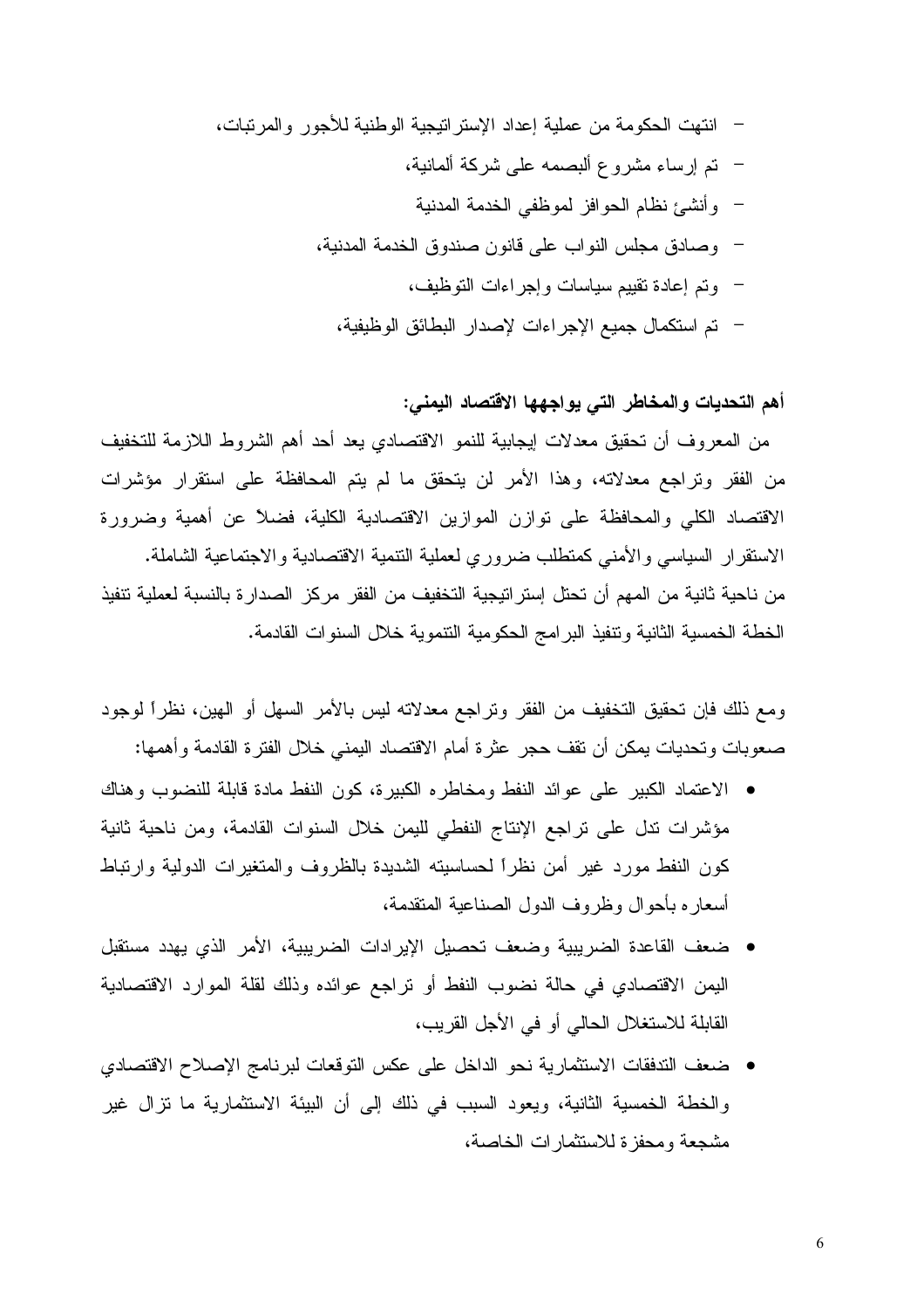- انتهت الحكومة من عملية إعداد الإستراتيجية الوطنية للأجور والمرتبات،
- تم إرساء مشروع ألبصمه على شركة ألمانية،
- وأنشئ نظام الحوافز لموظفي الخدمة المدنية
- وصادق مجلس النواب على قانون صندوق الخدمة المدنية،
- وتم إعادة تقييم سياسات وإجراءات التوظيف،
- تم استكمال جميع الإجراءات لإصدار البطائق الوظيفية،

**أهم التحديات والمخاطر التي يواجهها الاقتصاد اليمني:**

من المعروف أن تحقيق معدلات إيجابية للنمو الاقتصادي يعد أحد أهم الشروط اللازمة للتخفيف من الفقر وتراجع معدلاته، وهذا الأمر لن يتحقق ما لم يتم المحافظة على استقرار مؤشرات الاقتصاد الكلي والمحافظة على توازن الموازين الاقتصادية الكلية، فضلاً عن أهمية وضرورة الاستقرار السياسي والأمني كمتطلب ضروري لعملية التنمية الاقتصادية والاجتماعية الشاملة.
من ناحية ثانية من المهم أن تحتل إستراتيجية التخفيف من الفقر مركز الصدارة بالنسبة لعملية تنفيذ الخطة الخمسية الثانية وتنفيذ البرامج الحكومية التنموية خلال السنوات القادمة.

ومع ذلك فإن تحقيق التخفيف من الفقر وتراجع معدلاته ليس بالأمر السهل أو الهين، نظراً لوجود صعوبات وتحديات يمكن أن تقف حجر عثرة أمام الاقتصاد اليمني خلال الفترة القادمة وأهمها:

- الاعتماد الكبير على عوائد النفط ومخاطره الكبيرة، كون النفط مادة قابلة للنضوب وهناك مؤشرات تدل على تراجع الإنتاج النفطي لليمن خلال السنوات القادمة، ومن ناحية ثانية كون النفط مورد غير أمن نظراً لحساسيته الشديدة بالظروف والمتغيرات الدولية وارتباط أسعاره بأحوال وظروف الدول الصناعية المتقدمة،
- ضعف القاعدة الضريبية وضعف تحصيل الإيرادات الضريبية، الأمر الذي يهدد مستقبل اليمن الاقتصادي في حالة نضوب النفط أو تراجع عوائده وذلك لقلة الموارد الاقتصادية القابلة للاستغلال الحالي أو في الأجل القريب،
- ضعف التدفقات الاستثمارية نحو الداخل على عكس التوقعات لبرنامج الإصلاح الاقتصادي والخطة الخمسية الثانية، ويعود السبب في ذلك إلى أن البيئة الاستثمارية ما تزال غير مشجعة ومحفزة للاستثمارات الخاصة،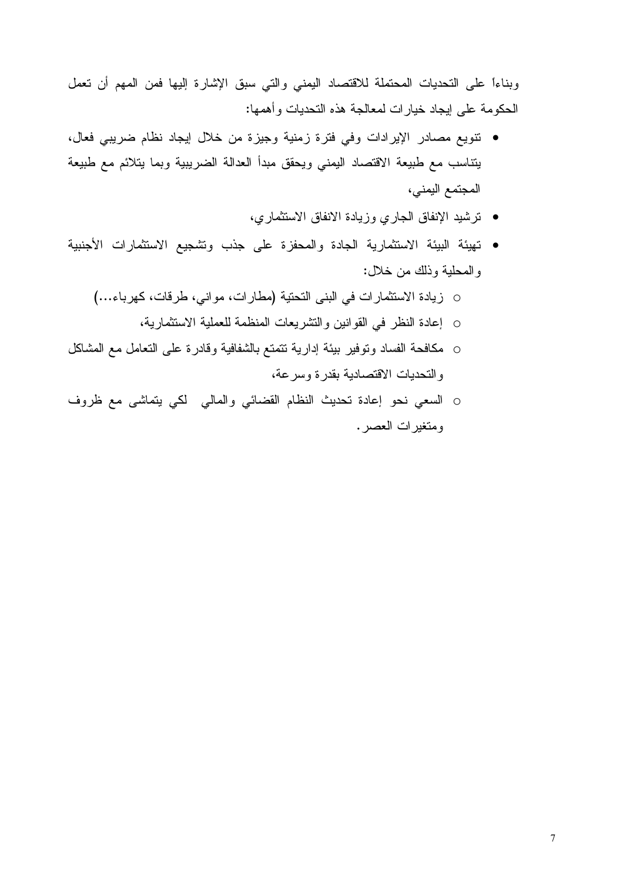وبناءاً على التحديات المحتملة للاقتصاد اليمني والتي سبق الإشارة إليها فمن المهم أن تعمل الحكومة على إيجاد خيارات لمعالجة هذه التحديات وأهمها:

- تنويع مصادر الإيرادات وفي فترة زمنية وجيزة من خلال إيجاد نظام ضريبي فعال، يتناسب مع طبيعة الاقتصاد اليمني ويحقق مبدأ العدالة الضريبية وبما يتلائم مع طبيعة المجتمع اليمني،
- ترشيد الإنفاق الجاري وزيادة الانفاق الاستثماري،
- تهيئة البيئة الاستثمارية الجادة والمحفزة على جذب وتشجيع الاستثمارات الأجنبية والمحلية وذلك من خلال:
  - زيادة الاستثمارات في البنى التحتية (مطارات، موانى، طرقات، كهرباء...)
  - إعادة النظر في القوانين والتشريعات المنظمة للعملية الاستثمارية،
  - مكافحة الفساد وتوفير بيئة إدارية تتمتع بالشفافية وقادرة على التعامل مع المشاكل والتحديات الاقتصادية بقدرة وسرعة،
  - السعي نحو إعادة تحديث النظام القضائي والمالي لكي يتماشى مع ظروف ومتغيرات العصر.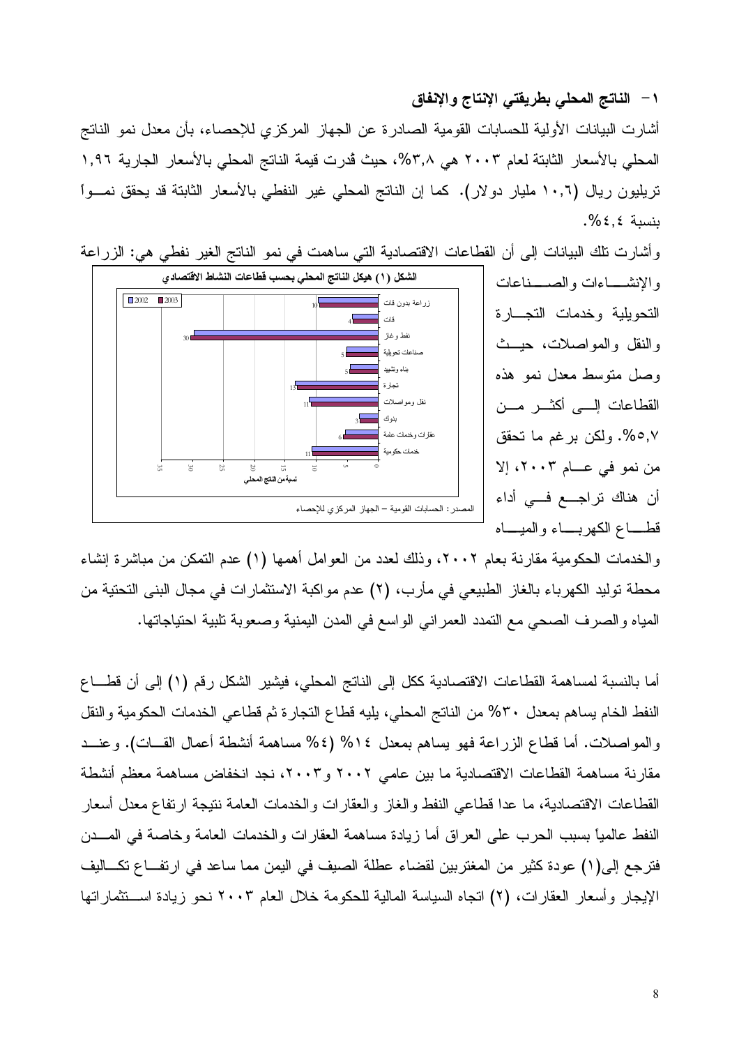### ١- الناتج المحلي بطريقتي الإنتاج والإنفاق

أشارت البيانات الأولية للحسابات القومية الصادرة عن الجهاز المركزي للإحصاء، بأن معدل نمو الناتج المحلي بالأسعار الثابتة لعام ٢٠٠٣ هي ٣,٨%، حيث قُدرت قيمة الناتج المحلي بالأسعار الجارية ١,٩٦ تريليون ريال (١٠,٦ مليار دولار). كما إن الناتج المحلي غير النفطي بالأسعار الثابتة قد يحقق نمواً بنسبة ٤,٤%.

وأشارت تلك البيانات إلى أن القطاعات الاقتصادية التي ساهمت في نمو الناتج الغير نفطي هي: الزراعة والإنشاءات والصناعات التحويلية وخدمات التجارة والنقل والمواصلات، حيث وصل متوسط معدل نمو هذه القطاعات إلى أكثر من ٥,٧%. ولكن برغم ما تحقق من نمو في عام ٢٠٠٣، إلا أن هناك تراجع في أداء قطاع الكهرباء والمياه والخدمات الحكومية مقارنة بعام ٢٠٠٢، وذلك لعدد من العوامل أهمها (١) عدم التمكن من مباشرة إنشاء محطة توليد الكهرباء بالغاز الطبيعي في مأرب، (٢) عدم مواكبة الاستثمارات في مجال البنى التحتية من المياه والصرف الصحي مع التمدد العمراني الواسع في المدن اليمنية وصعوبة تلبية احتياجاتها.

**الشكل (١) هيكل الناتج المحلي بحسب قطاعات النشاط الاقتصادي**

| القطاع | نسبة من الناتج المحلي (2003) |
|---|---|
| زراعة بدون قات | 10 |
| قات | 4 |
| نفط وغاز | 30 |
| صناعات تحويلية | 5 |
| بناء وتشييد | 5 |
| تجارة | 13 |
| نقل ومواصلات | 11 |
| بنوك | 3 |
| عقارات وخدمات عامة | 6 |
| خدمات حكومية | 11 |

المصدر: الحسابات القومية – الجهاز المركزي للإحصاء

أما بالنسبة لمساهمة القطاعات الاقتصادية ككل إلى الناتج المحلي، فيشير الشكل رقم (١) إلى أن قطاع النفط الخام يساهم بمعدل ٣٠% من الناتج المحلي، يليه قطاع التجارة ثم قطاعي الخدمات الحكومية والنقل والمواصلات. أما قطاع الزراعة فهو يساهم بمعدل ١٤% (٤% مساهمة أنشطة أعمال القات). وعند مقارنة مساهمة القطاعات الاقتصادية ما بين عامي ٢٠٠٢ و٢٠٠٣، نجد انخفاض مساهمة معظم أنشطة القطاعات الاقتصادية، ما عدا قطاعي النفط والغاز والعقارات والخدمات العامة نتيجة ارتفاع معدل أسعار النفط عالمياً بسبب الحرب على العراق أما زيادة مساهمة العقارات والخدمات العامة وخاصة في المدن فترجع إلى(١) عودة كثير من المغتربين لقضاء عطلة الصيف في اليمن مما ساعد في ارتفاع تكاليف الإيجار وأسعار العقارات، (٢) اتجاه السياسة المالية للحكومة خلال العام ٢٠٠٣ نحو زيادة استثماراتها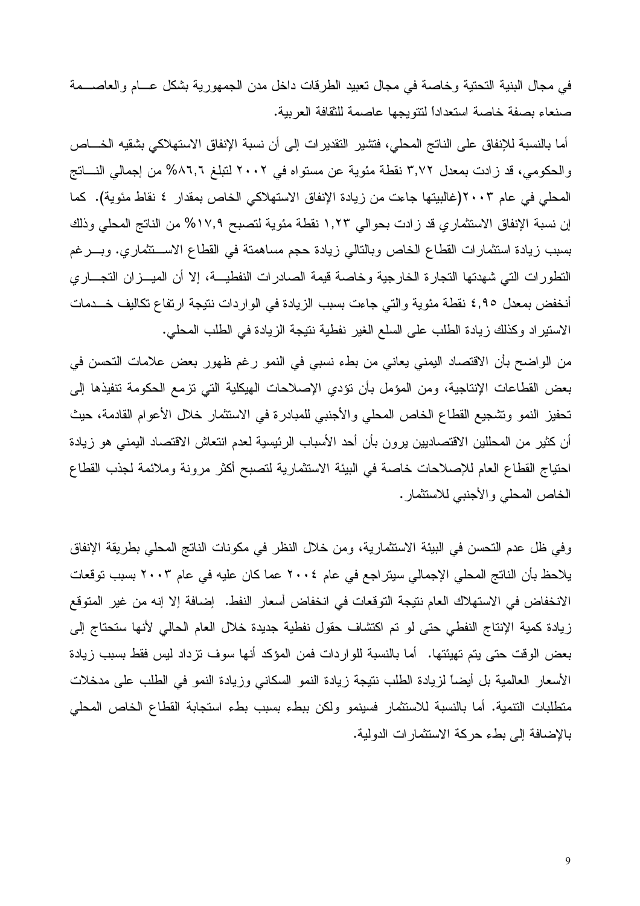في مجال البنية التحتية وخاصة في مجال تعبيد الطرقات داخل مدن الجمهورية بشكل عـام والعاصـمة صنعاء بصفة خاصة استعداداً لتتويجها عاصمة للثقافة العربية.

أما بالنسبة للإنفاق على الناتج المحلي، فتشير التقديرات إلى أن نسبة الإنفاق الاستهلاكي بشقيه الخـاص والحكومي، قد زادت بمعدل ٣,٧٢ نقطة مئوية عن مستواه في ٢٠٠٢ لتبلغ ٨٦,٦% من إجمالي النـاتج المحلي في عام ٢٠٠٣(غالبيتها جاءت من زيادة الإنفاق الاستهلاكي الخاص بمقدار ٤ نقاط مئوية). كما إن نسبة الإنفاق الاستثماري قد زادت بحوالي ١,٢٣ نقطة مئوية لتصبح ١٧,٩% من الناتج المحلي وذلك بسبب زيادة استثمارات القطاع الخاص وبالتالي زيادة حجم مساهمتة في القطاع الاسـتثماري. وبـرغم التطورات التي شهدتها التجارة الخارجية وخاصة قيمة الصادرات النفطيـة، إلا أن الميـزان التجـاري أنخفض بمعدل ٤,٩٥ نقطة مئوية والتي جاءت بسبب الزيادة في الواردات نتيجة ارتفاع تكاليف خـدمات الاستيراد وكذلك زيادة الطلب على السلع الغير نفطية نتيجة الزيادة في الطلب المحلي.

من الواضح بأن الاقتصاد اليمني يعاني من بطء نسبي في النمو رغم ظهور بعض علامات التحسن في بعض القطاعات الإنتاجية، ومن المؤمل بأن تؤدي الإصلاحات الهيكلية التي تزمع الحكومة تنفيذها إلى تحفيز النمو وتشجيع القطاع الخاص المحلي والأجنبي للمبادرة في الاستثمار خلال الأعوام القادمة، حيث أن كثير من المحللين الاقتصاديين يرون بأن أحد الأسباب الرئيسية لعدم انتعاش الاقتصاد اليمني هو زيادة احتياج القطاع العام للإصلاحات خاصة في البيئة الاستثمارية لتصبح أكثر مرونة وملائمة لجذب القطاع الخاص المحلي والأجنبي للاستثمار.

وفي ظل عدم التحسن في البيئة الاستثمارية، ومن خلال النظر في مكونات الناتج المحلي بطريقة الإنفاق يلاحظ بأن الناتج المحلي الإجمالي سيتراجع في عام ٢٠٠٤ عما كان عليه في عام ٢٠٠٣ بسبب توقعات الانخفاض في الاستهلاك العام نتيجة التوقعات في انخفاض أسعار النفط. إضافة إلا إنه من غير المتوقع زيادة كمية الإنتاج النفطي حتى لو تم اكتشاف حقول نفطية جديدة خلال العام الحالي لأنها ستحتاج إلى بعض الوقت حتى يتم تهيئتها. أما بالنسبة للواردات فمن المؤكد أنها سوف تزداد ليس فقط بسبب زيادة الأسعار العالمية بل أيضاً لزيادة الطلب نتيجة زيادة النمو السكاني وزيادة النمو في الطلب على مدخلات متطلبات التنمية. أما بالنسبة للاستثمار فسينمو ولكن ببطء بسبب بطء استجابة القطاع الخاص المحلي بالإضافة إلى بطء حركة الاستثمارات الدولية.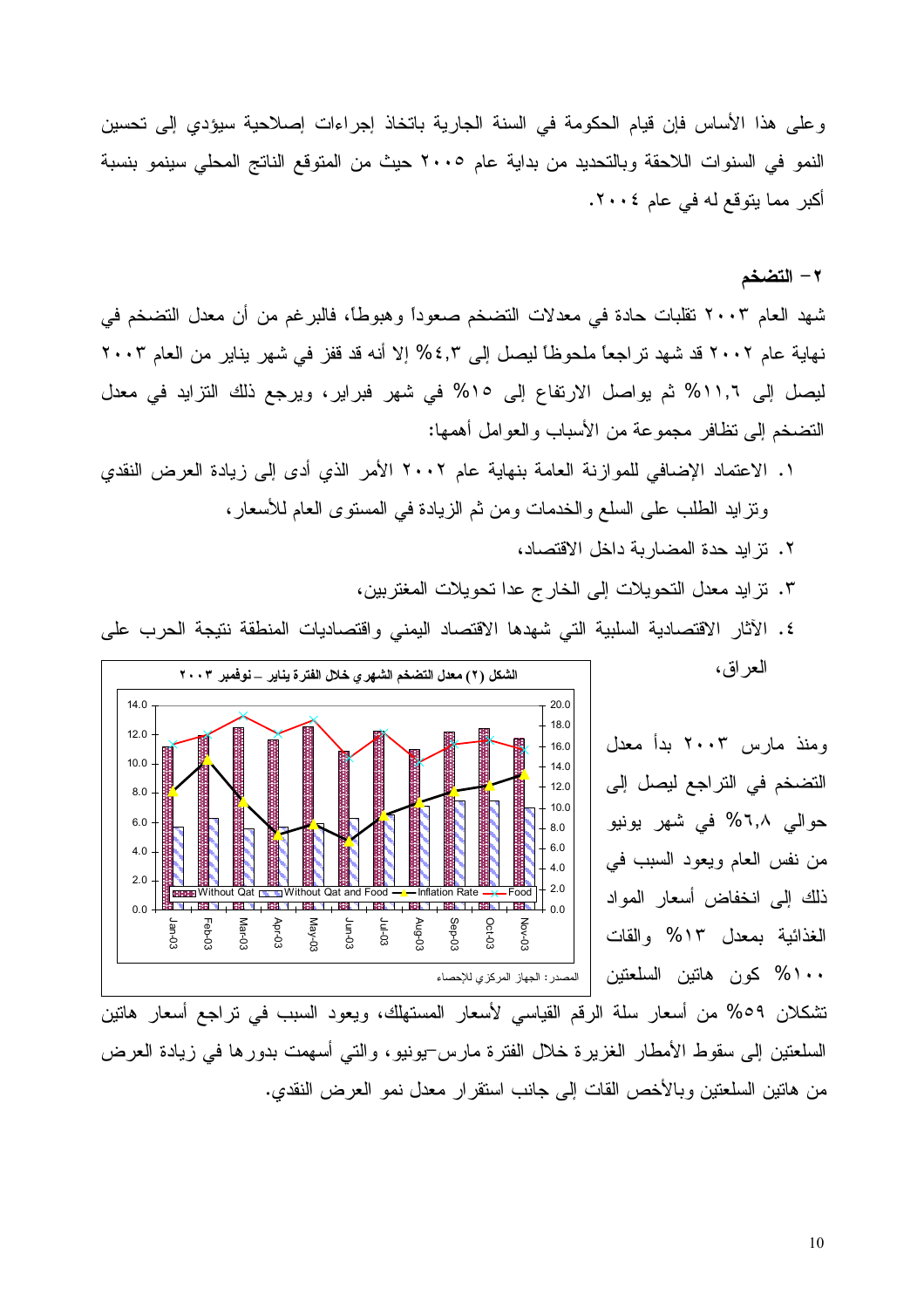وعلى هذا الأساس فإن قيام الحكومة في السنة الجارية باتخاذ إجراءات إصلاحية سيؤدي إلى تحسين النمو في السنوات اللاحقة وبالتحديد من بداية عام ٢٠٠٥ حيث من المتوقع الناتج المحلي سينمو بنسبة أكبر مما يتوقع له في عام ٢٠٠٤.

## ٢- التضخم

شهد العام ٢٠٠٣ تقلبات حادة في معدلات التضخم صعوداً وهبوطاً، فبالرغم من أن معدل التضخم في نهاية عام ٢٠٠٢ قد شهد تراجعاً ملحوظاً ليصل إلى ٤,٣% إلا أنه قد قفز في شهر يناير من العام ٢٠٠٣ ليصل إلى ١١,٦% ثم يواصل الارتفاع إلى ١٥% في شهر فبراير، ويرجع ذلك التزايد في معدل التضخم إلى تظافر مجموعة من الأسباب والعوامل أهمها:

١. الاعتماد الإضافي للموازنة العامة بنهاية عام ٢٠٠٢ الأمر الذي أدى إلى زيادة العرض النقدي وتزايد الطلب على السلع والخدمات ومن ثم الزيادة في المستوى العام للأسعار،
٢. تزايد حدة المضاربة داخل الاقتصاد،
٣. تزايد معدل التحويلات إلى الخارج عدا تحويلات المغتربين،
٤. الآثار الاقتصادية السلبية التي شهدها الاقتصاد اليمني واقتصاديات المنطقة نتيجة الحرب على العراق،

الشكل (٢) معدل التضخم الشهري خلال الفترة يناير – نوفمبر ٢٠٠٣

المصدر: الجهاز المركزي للإحصاء

ومنذ مارس ٢٠٠٣ بدأ معدل التضخم في التراجع ليصل إلى حوالي ٦,٨% في شهر يونيو من نفس العام ويعود السبب في ذلك إلى انخفاض أسعار المواد الغذائية بمعدل ١٣% والقات ١٠٠% كون هاتين السلعتين تشكلان ٥٩% من أسعار سلة الرقم القياسي لأسعار المستهلك، ويعود السبب في تراجع أسعار هاتين السلعتين إلى سقوط الأمطار الغزيرة خلال الفترة مارس–يونيو، والتي أسهمت بدورها في زيادة العرض من هاتين السلعتين وبالأخص القات إلى جانب استقرار معدل نمو العرض النقدي.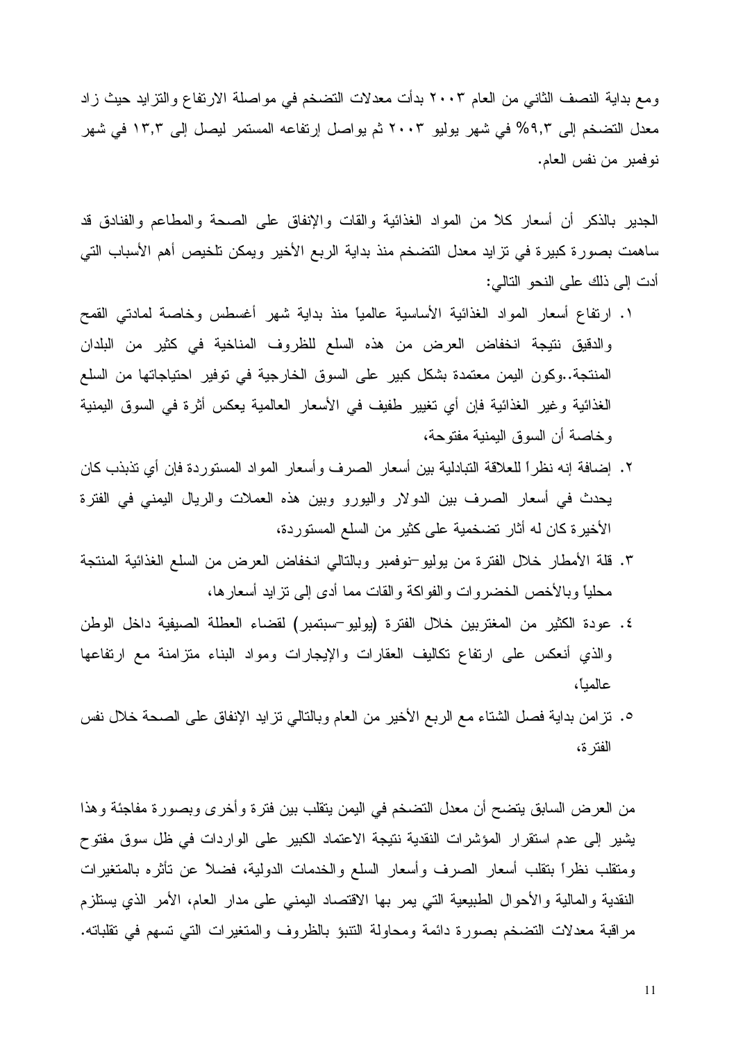ومع بداية النصف الثاني من العام ٢٠٠٣ بدأت معدلات التضخم في مواصلة الارتفاع والتزايد حيث زاد معدل التضخم إلى ٩,٣% في شهر يوليو ٢٠٠٣ ثم يواصل إرتفاعه المستمر ليصل إلى ١٣,٣ في شهر نوفمبر من نفس العام.

الجدير بالذكر أن أسعار كلاً من المواد الغذائية والقات والإنفاق على الصحة والمطاعم والفنادق قد ساهمت بصورة كبيرة في تزايد معدل التضخم منذ بداية الربع الأخير ويمكن تلخيص أهم الأسباب التي أدت إلى ذلك على النحو التالي:

١. ارتفاع أسعار المواد الغذائية الأساسية عالمياً منذ بداية شهر أغسطس وخاصة لمادتي القمح والدقيق نتيجة انخفاض العرض من هذه السلع للظروف المناخية في كثير من البلدان المنتجة..وكون اليمن معتمدة بشكل كبير على السوق الخارجية في توفير احتياجاتها من السلع الغذائية وغير الغذائية فإن أي تغيير طفيف في الأسعار العالمية يعكس أثرة في السوق اليمنية وخاصة أن السوق اليمنية مفتوحة،
٢. إضافة إنه نظراً للعلاقة التبادلية بين أسعار الصرف وأسعار المواد المستوردة فإن أي تذبذب كان يحدث في أسعار الصرف بين الدولار واليورو وبين هذه العملات والريال اليمني في الفترة الأخيرة كان له أثار تضخمية على كثير من السلع المستوردة،
٣. قلة الأمطار خلال الفترة من يوليو–نوفمبر وبالتالي انخفاض العرض من السلع الغذائية المنتجة محلياً وبالأخص الخضروات والفواكة والقات مما أدى إلى تزايد أسعارها،
٤. عودة الكثير من المغتربين خلال الفترة (يوليو–سبتمبر) لقضاء العطلة الصيفية داخل الوطن والذي أنعكس على ارتفاع تكاليف العقارات والإيجارات ومواد البناء متزامنة مع ارتفاعها عالمياً،
٥. تزامن بداية فصل الشتاء مع الربع الأخير من العام وبالتالي تزايد الإنفاق على الصحة خلال نفس الفترة،

من العرض السابق يتضح أن معدل التضخم في اليمن يتقلب بين فترة وأخرى وبصورة مفاجئة وهذا يشير إلى عدم استقرار المؤشرات النقدية نتيجة الاعتماد الكبير على الواردات في ظل سوق مفتوح ومتقلب نظراً بتقلب أسعار الصرف وأسعار السلع والخدمات الدولية، فضلاً عن تأثره بالمتغيرات النقدية والمالية والأحوال الطبيعية التي يمر بها الاقتصاد اليمني على مدار العام، الأمر الذي يستلزم مراقبة معدلات التضخم بصورة دائمة ومحاولة التنبؤ بالظروف والمتغيرات التي تسهم في تقلباته.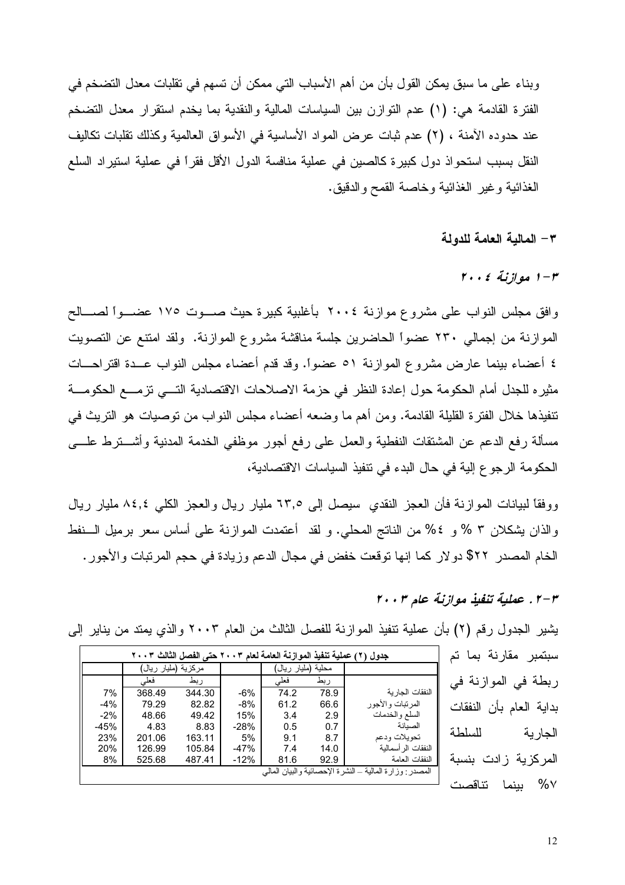وبناء على ما سبق يمكن القول بأن من أهم الأسباب التي ممكن أن تسهم في تقلبات معدل التضخم في الفترة القادمة هي: (١) عدم التوازن بين السياسات المالية والنقدية بما يخدم استقرار معدل التضخم عند حدوده الآمنة ، (٢) عدم ثبات عرض المواد الأساسية في الأسواق العالمية وكذلك تقلبات تكاليف النقل بسبب استحواذ دول كبيرة كالصين في عملية منافسة الدول الأقل فقراً في عملية استيراد السلع الغذائية وغير الغذائية وخاصة القمح والدقيق.

## ٣- المالية العامة للدولة

### ٣-١ موازنة ٢٠٠٤

وافق مجلس النواب على مشروع موازنة ٢٠٠٤ بأغلبية كبيرة حيث صوت ١٧٥ عضواً لصالح الموازنة من إجمالي ٢٣٠ عضواً الحاضرين جلسة مناقشة مشروع الموازنة. ولقد امتنع عن التصويت ٤ أعضاء بينما عارض مشروع الموازنة ٥١ عضواً. وقد قدم أعضاء مجلس النواب عدة اقتراحات مثيره للجدل أمام الحكومة حول إعادة النظر في حزمة الاصلاحات الاقتصادية التي تزمع الحكومة تنفيذها خلال الفترة القليلة القادمة. ومن أهم ما وضعه أعضاء مجلس النواب من توصيات هو التريث في مسألة رفع الدعم عن المشتقات النفطية والعمل على رفع أجور موظفي الخدمة المدنية وأشترط على الحكومة الرجوع إلية في حال البدء في تنفيذ السياسات الاقتصادية،

ووفقاً لبيانات الموازنة فأن العجز النقدي سيصل إلى ٦٣,٥ مليار ريال والعجز الكلي ٨٤,٤ مليار ريال والذان يشكلان ٣ % و ٤% من الناتج المحلي. و لقد أعتمدت الموازنة على أساس سعر برميل النفط الخام المصدر ٢٢$ دولار كما إنها توقعت خفض في مجال الدعم وزيادة في حجم المرتبات والأجور.

### ٣-٢. عملية تنفيذ موازنة عام ٢٠٠٣

يشير الجدول رقم (٢) بأن عملية تنفيذ الموازنة للفصل الثالث من العام ٢٠٠٣ والذي يمتد من يناير إلى سبتمبر مقارنة بما تم ربطة في الموازنة في بداية العام بأن النفقات الجارية للسلطة المركزية زادت بنسبة ٧% بينما تناقصت

| جدول (٢) عملية تنفيذ الموازنة العامة لعام ٢٠٠٣ حتى الفصل الثالث ٢٠٠٣ | | | | | | |
|---|---|---|---|---|---|---|
| | محلية (مليار ريال) | | | مركزية (مليار ريال) | | |
| | ربط | فعلي | | ربط | فعلي | |
| النفقات الجارية | 78.9 | 74.2 | -6% | 344.30 | 368.49 | 7% |
| المرتبات والأجور | 66.6 | 61.2 | -8% | 82.82 | 79.29 | -4% |
| السلع والخدمات | 2.9 | 3.4 | 15% | 49.42 | 48.66 | -2% |
| الصيانة | 0.7 | 0.5 | -28% | 8.83 | 4.83 | -45% |
| تحويلات ودعم | 8.7 | 9.1 | 5% | 163.11 | 201.06 | 23% |
| النفقات الرأسمالية | 14.0 | 7.4 | -47% | 105.84 | 126.99 | 20% |
| النفقات العامة | 92.9 | 81.6 | -12% | 487.41 | 525.68 | 8% |
| المصدر: وزارة المالية – النشرة الإحصائية والبيان المالي | | | | | | |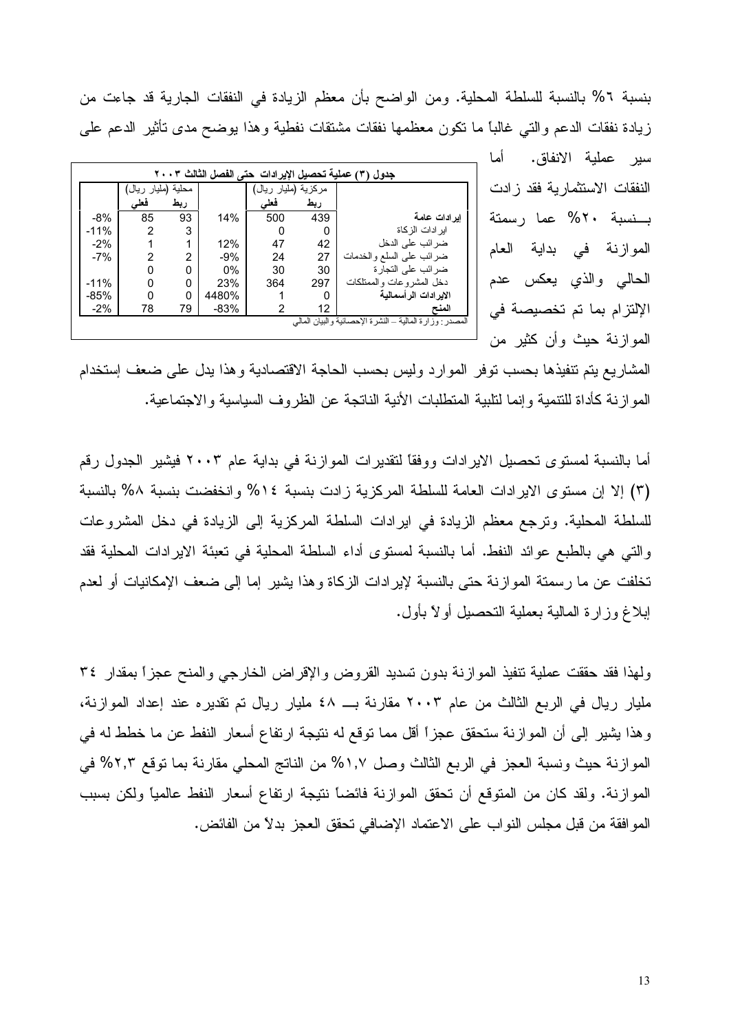بنسبة ٦% بالنسبة للسلطة المحلية. ومن الواضح بأن معظم الزيادة في النفقات الجارية قد جاءت من زيادة نفقات الدعم والتي غالباً ما تكون معظمها نفقات مشتقات نفطية وهذا يوضح مدى تأثير الدعم على سير عملية الانفاق. أما النفقات الاستثمارية فقد زادت بـــنسبة ٢٠% عما رسمتة الموازنة في بداية العام الحالي والذي يعكس عدم الإلتزام بما تم تخصيصة في الموازنة حيث وأن كثير من المشاريع يتم تنفيذها بحسب توفر الموارد وليس بحسب الحاجة الاقتصادية وهذا يدل على ضعف إستخدام الموازنة كأداة للتنمية وإنما لتلبية المتطلبات الأنية الناتجة عن الظروف السياسية والاجتماعية.

**جدول (٣) عملية تحصيل الإيرادات حتى الفصل الثالث ٢٠٠٣**

| | مركزية (مليار ريال) | | | محلية (مليار ريال) | | |
|---|---|---|---|---|---|---|
| | ربط | فعلي | | ربط | فعلي | |
| **إيرادات عامة** | 439 | 500 | 14% | 93 | 85 | -8% |
| ايرادات الزكاة | 0 | 0 | | 3 | 2 | -11% |
| ضرائب على الدخل | 42 | 47 | 12% | 1 | 1 | -2% |
| ضرائب على السلع والخدمات | 27 | 24 | -9% | 2 | 2 | -7% |
| ضرائب على التجارة | 30 | 30 | 0% | 0 | 0 | |
| دخل المشروعات والممتلكات | 297 | 364 | 23% | 0 | 0 | -11% |
| **الايرادات الرأسمالية** | 0 | 1 | 4480% | 0 | 0 | -85% |
| **المنح** | 12 | 2 | -83% | 79 | 78 | -2% |

المصدر: وزارة المالية – النشرة الإحصائية والبيان المالي

أما بالنسبة لمستوى تحصيل الايرادات ووفقاً لتقديرات الموازنة في بداية عام ٢٠٠٣ فيشير الجدول رقم (٣) إلا إن مستوى الايرادات العامة للسلطة المركزية زادت بنسبة ١٤% وانخفضت بنسبة ٨% بالنسبة للسلطة المحلية. وترجع معظم الزيادة في ايرادات السلطة المركزية إلى الزيادة في دخل المشروعات والتي هي بالطبع عوائد النفط. أما بالنسبة لمستوى أداء السلطة المحلية في تعبئة الايرادات المحلية فقد تخلفت عن ما رسمتة الموازنة حتى بالنسبة لإيرادات الزكاة وهذا يشير إما إلى ضعف الإمكانيات أو لعدم إبلاغ وزارة المالية بعملية التحصيل أولاً بأول.

ولهذا فقد حققت عملية تنفيذ الموازنة بدون تسديد القروض والإقراض الخارجي والمنح عجزاً بمقدار ٣٤ مليار ريال في الربع الثالث من عام ٢٠٠٣ مقارنة بـــ ٤٨ مليار ريال تم تقديره عند إعداد الموازنة، وهذا يشير إلى أن الموازنة ستحقق عجزاً أقل مما توقع له نتيجة ارتفاع أسعار النفط عن ما خطط له في الموازنة حيث ونسبة العجز في الربع الثالث وصل ١,٧% من الناتج المحلي مقارنة بما توقع ٢,٣% في الموازنة. ولقد كان من المتوقع أن تحقق الموازنة فائضاً نتيجة ارتفاع أسعار النفط عالمياً ولكن بسبب الموافقة من قبل مجلس النواب على الاعتماد الإضافي تحقق العجز بدلاً من الفائض.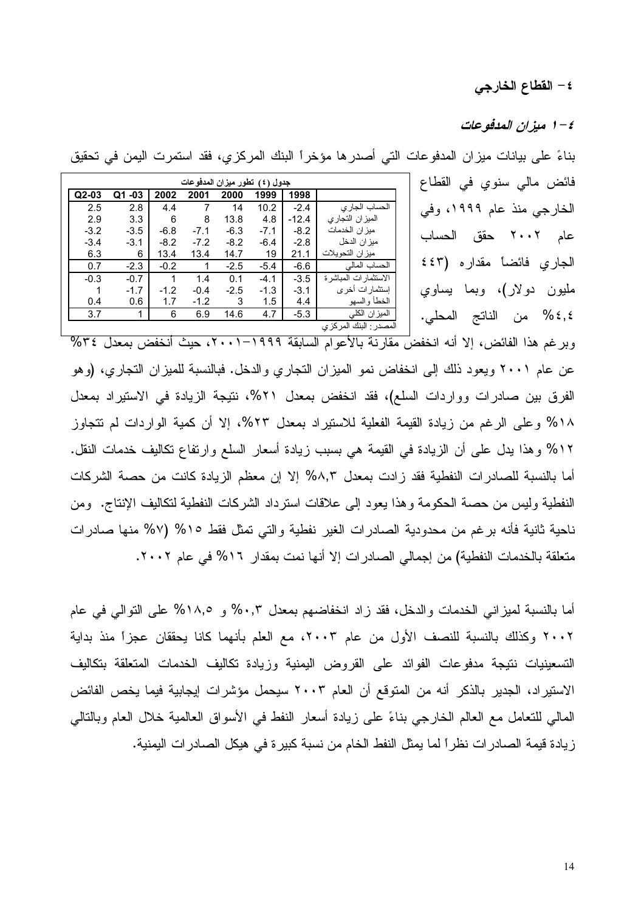## ٤- القطاع الخارجي

### ٤-١ ميزان المدفوعات

بناءً على بيانات ميزان المدفوعات التي أصدرها مؤخراً البنك المركزي، فقد استمرت اليمن في تحقيق فائض مالي سنوي في القطاع الخارجي منذ عام ١٩٩٩، وفي عام ٢٠٠٢ حقق الحساب الجاري فائضاً مقداره (٤٤٣ مليون دولار)، وبما يساوي ٤,٤% من الناتج المحلي.

جدول (٤) تطور ميزان المدفوعات

| | 1998 | 1999 | 2000 | 2001 | 2002 | Q1 -03 | Q2-03 |
|---|---|---|---|---|---|---|---|
| الحساب الجاري | -2.4 | 10.2 | 14 | 7 | 4.4 | 2.8 | 2.5 |
| الميزان التجاري | -12.4 | 4.8 | 13.8 | 8 | 6 | 3.3 | 2.9 |
| ميزان الخدمات | -8.2 | -7.1 | -6.3 | -7.1 | -6.8 | -3.5 | -3.2 |
| ميزان الدخل | -2.8 | -6.4 | -8.2 | -7.2 | -8.2 | -3.1 | -3.4 |
| ميزان التحويلات | 21.1 | 19 | 14.7 | 13.4 | 13.4 | 6 | 6.3 |
| الحساب المالي | -6.6 | -5.4 | -2.5 | 1 | -0.2 | -2.3 | 0.7 |
| الاستثمارات المباشرة | -3.5 | -4.1 | 0.1 | 1.4 | 1 | -0.7 | -0.3 |
| إستثمارات أخرى | -3.1 | -1.3 | -2.5 | -0.4 | -1.2 | -1.7 | 1 |
| الخطأ والسهو | 4.4 | 1.5 | 3 | -1.2 | 1.7 | 0.6 | 0.4 |
| الميزان الكلي | -5.3 | 4.7 | 14.6 | 6.9 | 6 | 1 | 3.7 |

المصدر: البنك المركزي

وبرغم هذا الفائض، إلا أنه انخفض مقارنة بالأعوام السابقة ١٩٩٩-٢٠٠١، حيث أنخفض بمعدل ٣٤% عن عام ٢٠٠١ ويعود ذلك إلى انخفاض نمو الميزان التجاري والدخل. فبالنسبة للميزان التجاري، (وهو الفرق بين صادرات وواردات السلع)، فقد انخفض بمعدل ٢١%، نتيجة الزيادة في الاستيراد بمعدل ١٨% وعلى الرغم من زيادة القيمة الفعلية للاستيراد بمعدل ٢٣%، إلا أن كمية الواردات لم تتجاوز ١٢% وهذا يدل على أن الزيادة في القيمة هي بسبب زيادة أسعار السلع وارتفاع تكاليف خدمات النقل. أما بالنسبة للصادرات النفطية فقد زادت بمعدل ٨,٣% إلا إن معظم الزيادة كانت من حصة الشركات النفطية وليس من حصة الحكومة وهذا يعود إلى علاقات استرداد الشركات النفطية لتكاليف الإنتاج. ومن ناحية ثانية فأنه برغم من محدودية الصادرات الغير نفطية والتي تمثل فقط ١٥% (٧% منها صادرات متعلقة بالخدمات النفطية) من إجمالي الصادرات إلا أنها نمت بمقدار ١٦% في عام ٢٠٠٢.

أما بالنسبة لميزاني الخدمات والدخل، فقد زاد انخفاضهم بمعدل ٠,٣% و ١٨,٥% على التوالي في عام ٢٠٠٢ وكذلك بالنسبة للنصف الأول من عام ٢٠٠٣، مع العلم بأنهما كانا يحققان عجزاً منذ بداية التسعينيات نتيجة مدفوعات الفوائد على القروض اليمنية وزيادة تكاليف الخدمات المتعلقة بتكاليف الاستيراد، الجدير بالذكر أنه من المتوقع أن العام ٢٠٠٣ سيحمل مؤشرات إيجابية فيما يخص الفائض المالي للتعامل مع العالم الخارجي بناءً على زيادة أسعار النفط في الأسواق العالمية خلال العام وبالتالي زيادة قيمة الصادرات نظراً لما يمثل النفط الخام من نسبة كبيرة في هيكل الصادرات اليمنية.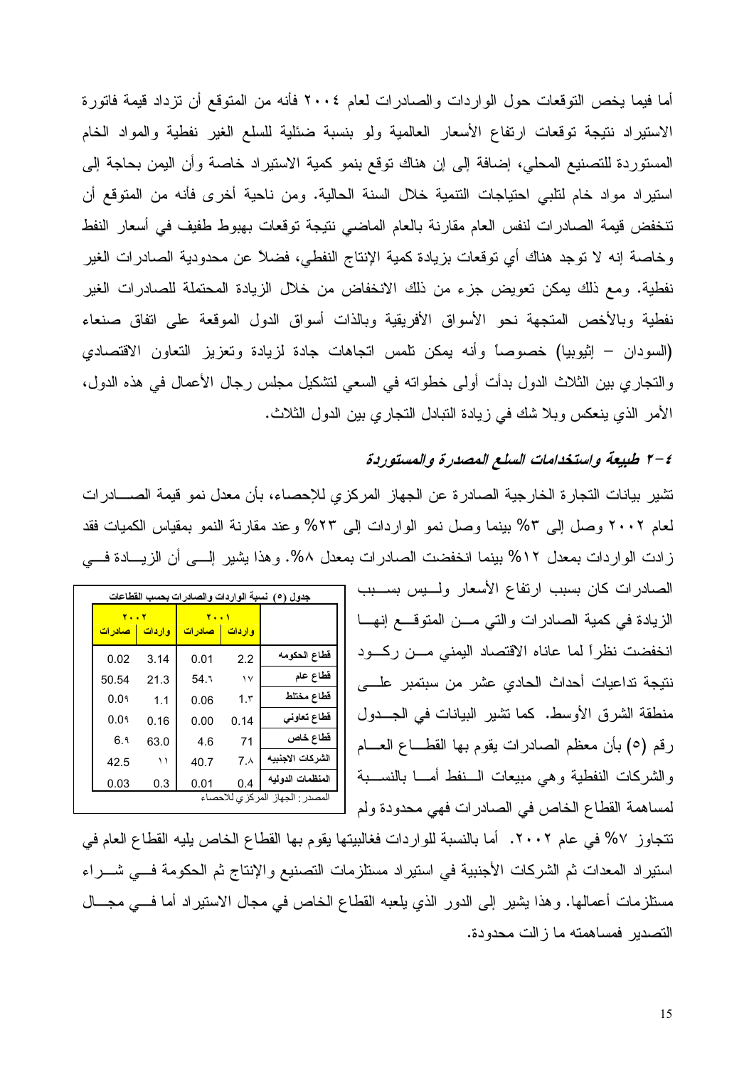أما فيما يخص التوقعات حول الواردات والصادرات لعام ٢٠٠٤ فأنه من المتوقع أن تزداد قيمة فاتورة الاستيراد نتيجة توقعات ارتفاع الأسعار العالمية ولو بنسبة ضئيلة للسلع الغير نفطية والمواد الخام المستوردة للتصنيع المحلي، إضافة إلى إن هناك توقع بنمو كمية الاستيراد خاصة وأن اليمن بحاجة إلى استيراد مواد خام لتلبي احتياجات التنمية خلال السنة الحالية. ومن ناحية أخرى فأنه من المتوقع أن تنخفض قيمة الصادرات لنفس العام مقارنة بالعام الماضي نتيجة توقعات بهبوط طفيف في أسعار النفط وخاصة إنه لا توجد هناك أي توقعات بزيادة كمية الإنتاج النفطي، فضلاً عن محدودية الصادرات الغير نفطية. ومع ذلك يمكن تعويض جزء من ذلك الانخفاض من خلال الزيادة المحتملة للصادرات الغير نفطية وبالأخص المتجهة نحو الأسواق الأفريقية وبالذات أسواق الدول الموقعة على اتفاق صنعاء (السودان – إثيوبيا) خصوصاً وأنه يمكن تلمس اتجاهات جادة لزيادة وتعزيز التعاون الاقتصادي والتجاري بين الثلاث الدول بدأت أولى خطواته في السعي لتشكيل مجلس رجال الأعمال في هذه الدول، الأمر الذي ينعكس وبلا شك في زيادة التبادل التجاري بين الدول الثلاث.

### ٤-٢ *طبيعة واستخدامات السلع المصدرة والمستوردة*

تشير بيانات التجارة الخارجية الصادرة عن الجهاز المركزي للإحصاء، بأن معدل نمو قيمة الصادرات لعام ٢٠٠٢ وصل إلى ٣% بينما وصل نمو الواردات إلى ٢٣% وعند مقارنة النمو بمقياس الكميات فقد زادت الواردات بمعدل ١٢% بينما انخفضت الصادرات بمعدل ٨%. وهذا يشير إلى أن الزيادة في الصادرات كان بسبب ارتفاع الأسعار وليس بسبب الزيادة في كمية الصادرات والتي من المتوقع إنها انخفضت نظراً لما عاناه الاقتصاد اليمني من ركود نتيجة تداعيات أحداث الحادي عشر من سبتمبر على منطقة الشرق الأوسط. كما تشير البيانات في الجدول رقم (٥) بأن معظم الصادرات يقوم بها القطاع العام والشركات النفطية وهي مبيعات النفط أما بالنسبة لمساهمة القطاع الخاص في الصادرات فهي محدودة ولم تتجاوز ٧% في عام ٢٠٠٢. أما بالنسبة للواردات فغالبيتها يقوم بها القطاع الخاص يليه القطاع العام في استيراد المعدات ثم الشركات الأجنبية في استيراد مستلزمات التصنيع والإنتاج ثم الحكومة في شراء مستلزمات أعمالها. وهذا يشير إلى الدور الذي يلعبه القطاع الخاص في مجال الاستيراد أما في مجال التصدير فمساهمته ما زالت محدودة.

جدول (٥) نسبة الواردات والصادرات بحسب القطاعات

| | ٢٠٠١ | | ٢٠٠٢ | |
|---|---|---|---|---|
| | واردات | صادرات | واردات | صادرات |
| قطاع الحكومه | 2.2 | 0.01 | 3.14 | 0.02 |
| قطاع عام | ١٧ | 54.٦ | 21.3 | 50.54 |
| قطاع مختلط | 1.٣ | 0.06 | 1.1 | 0.0٩ |
| قطاع تعاوني | 0.14 | 0.00 | 0.16 | 0.0٩ |
| قطاع خاص | 71 | 4.6 | 63.0 | 6.٩ |
| الشركات الاجنبيه | 7.٨ | 40.7 | ١١ | 42.5 |
| المنظمات الدوليه | 0.4 | 0.01 | 0.3 | 0.03 |

المصدر: الجهاز المركزي للاحصاء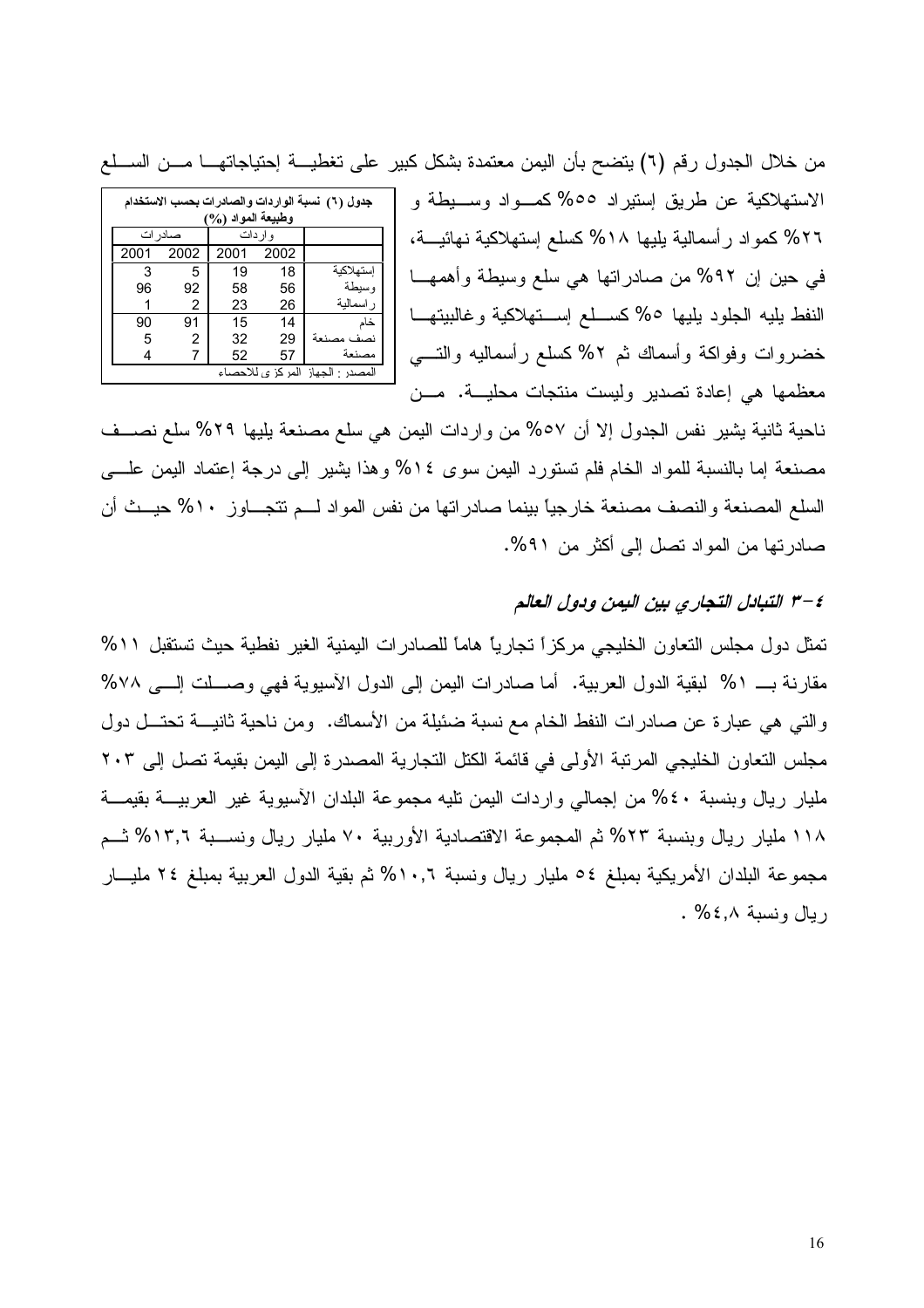من خلال الجدول رقم (٦) يتضح بأن اليمن معتمدة بشكل كبير على تغطيــة إحتياجاتهــا مــن الســلع الاستهلاكية عن طريق إستيراد ٥٥% كمــواد وســيطة و ٢٦% كمواد رأسمالية يليها ١٨% كسلع إستهلاكية نهائيــة، في حين إن ٩٢% من صادراتها هي سلع وسيطة وأهمهــا النفط يليه الجلود يليها ٥% كســلع إســتهلاكية وغالبيتهــا خضروات وفواكة وأسماك ثم ٢% كسلع رأسماليه والتــي معظمها هي إعادة تصدير وليست منتجات محليــة. مــن ناحية ثانية يشير نفس الجدول إلا أن ٥٧% من واردات اليمن هي سلع مصنعة يليها ٢٩% سلع نصــف مصنعة إما بالنسبة للمواد الخام فلم تستورد اليمن سوى ١٤% وهذا يشير إلى درجة إعتماد اليمن علــى السلع المصنعة والنصف مصنعة خارجياً بينما صادراتها من نفس المواد لــم تتجــاوز ١٠% حيــث أن صادرتها من المواد تصل إلى أكثر من ٩١%.

جدول (٦) نسبة الواردات والصادرات بحسب الاستخدام وطبيعة المواد (%)

| | واردات | | صادرات | |
|---|---|---|---|---|
| | 2002 | 2001 | 2002 | 2001 |
| إستهلاكية | 18 | 19 | 5 | 3 |
| وسيطة | 56 | 58 | 92 | 96 |
| رأسمالية | 26 | 23 | 2 | 1 |
| خام | 14 | 15 | 91 | 90 |
| نصف مصنعة | 29 | 32 | 2 | 5 |
| مصنعة | 57 | 52 | 7 | 4 |

المصدر : الجهاز المركزي للاحصاء

### ٤-٣ التبادل التجاري بين اليمن ودول العالم

تمثل دول مجلس التعاون الخليجي مركزاً تجارياً هاماً للصادرات اليمنية الغير نفطية حيث تستقبل ١١% مقارنة بــ ١% لبقية الدول العربية. أما صادرات اليمن إلى الدول الآسيوية فهي وصــلت إلــى ٧٨% والتي هي عبارة عن صادرات النفط الخام مع نسبة ضئيلة من الأسماك. ومن ناحية ثانيــة تحتــل دول مجلس التعاون الخليجي المرتبة الأولى في قائمة الكتل التجارية المصدرة إلى اليمن بقيمة تصل إلى ٢٠٣ مليار ريال وبنسبة ٤٠% من إجمالي واردات اليمن تليه مجموعة البلدان الآسيوية غير العربيــة بقيمــة ١١٨ مليار ريال وبنسبة ٢٣% ثم المجموعة الاقتصادية الأوربية ٧٠ مليار ريال ونســبة ١٣,٦% ثــم مجموعة البلدان الأمريكية بمبلغ ٥٤ مليار ريال ونسبة ١٠,٦% ثم بقية الدول العربية بمبلغ ٢٤ مليــار ريال ونسبة ٤,٨% .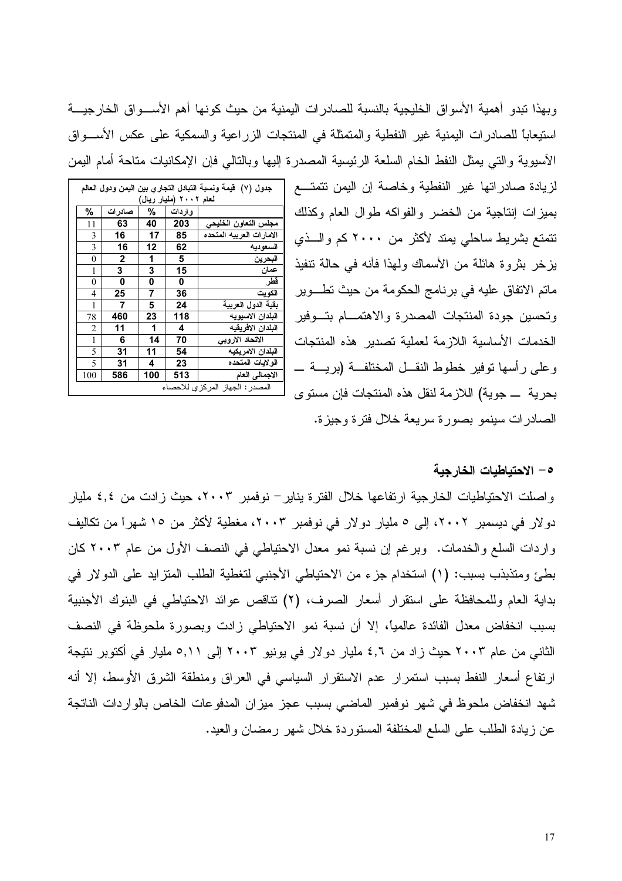وبهذا تبدو أهمية الأسواق الخليجية بالنسبة للصادرات اليمنية من حيث كونها أهم الأسواق الخارجية استيعاباً للصادرات اليمنية غير النفطية والمتمثلة في المنتجات الزراعية والسمكية على عكس الأسواق الآسيوية والتي يمثل النفط الخام السلعة الرئيسية المصدرة إليها وبالتالي فإن الإمكانيات متاحة أمام اليمن لزيادة صادراتها غير النفطية وخاصة إن اليمن تتمتع بميزات إنتاجية من الخضر والفواكه طوال العام وكذلك تتمتع بشريط ساحلي يمتد لأكثر من ٢٠٠٠ كم والذي يزخر بثروة هائلة من الأسماك ولهذا فأنه في حالة تنفيذ ماتم الاتفاق عليه في برنامج الحكومة من حيث تطوير وتحسين جودة المنتجات المصدرة والاهتمام بتوفير الخدمات الأساسية اللازمة لعملية تصدير هذه المنتجات وعلى رأسها توفير خطوط النقل المختلفة (برية ــ بحرية ــ جوية) اللازمة لنقل هذه المنتجات فإن مستوى الصادرات سينمو بصورة سريعة خلال فترة وجيزة.

جدول (٧) قيمة ونسبة التبادل التجاري بين اليمن ودول العالم لعام ٢٠٠٢ (مليار ريال)

| | واردات | % | صادرات | % |
|---|---|---|---|---|
| مجلس التعاون الخليجي | 203 | 40 | 63 | 11 |
| الامارات العربيه المتحده | 85 | 17 | 16 | 3 |
| السعوديه | 62 | 12 | 16 | 3 |
| البحرين | 5 | 1 | 2 | 0 |
| عمان | 15 | 3 | 3 | 1 |
| قطر | 0 | 0 | 0 | 0 |
| الكويت | 36 | 7 | 25 | 4 |
| بقية الدول العربية | 24 | 5 | 7 | 1 |
| البلدان الاسيويه | 118 | 23 | 460 | 78 |
| البلدان الافريقيه | 4 | 1 | 11 | 2 |
| الاتحاد الاروبي | 70 | 14 | 6 | 1 |
| البلدان الامريكيه | 54 | 11 | 31 | 5 |
| الولايات المتحده | 23 | 4 | 31 | 5 |
| الاجمالي العام | 513 | 100 | 586 | 100 |

المصدر: الجهاز المركزي للاحصاء

## ٥- الاحتياطيات الخارجية

واصلت الاحتياطيات الخارجية ارتفاعها خلال الفترة يناير – نوفمبر ٢٠٠٣، حيث زادت من ٤,٤ مليار دولار في ديسمبر ٢٠٠٢، إلى ٥ مليار دولار في نوفمبر ٢٠٠٣، مغطية لأكثر من ١٥ شهراً من تكاليف واردات السلع والخدمات. وبرغم إن نسبة نمو معدل الاحتياطي في النصف الأول من عام ٢٠٠٣ كان بطئ ومتذبذب بسبب: (١) استخدام جزء من الاحتياطي الأجنبي لتغطية الطلب المتزايد على الدولار في بداية العام وللمحافظة على استقرار أسعار الصرف، (٢) تناقص عوائد الاحتياطي في البنوك الأجنبية بسبب انخفاض معدل الفائدة عالمياً، إلا أن نسبة نمو الاحتياطي زادت وبصورة ملحوظة في النصف الثاني من عام ٢٠٠٣ حيث زاد من ٤,٦ مليار دولار في يونيو ٢٠٠٣ إلى ٥,١١ مليار في أكتوبر نتيجة ارتفاع أسعار النفط بسبب استمرار عدم الاستقرار السياسي في العراق ومنطقة الشرق الأوسط، إلا أنه شهد انخفاض ملحوظ في شهر نوفمبر الماضي بسبب عجز ميزان المدفوعات الخاص بالواردات الناتجة عن زيادة الطلب على السلع المختلفة المستوردة خلال شهر رمضان والعيد.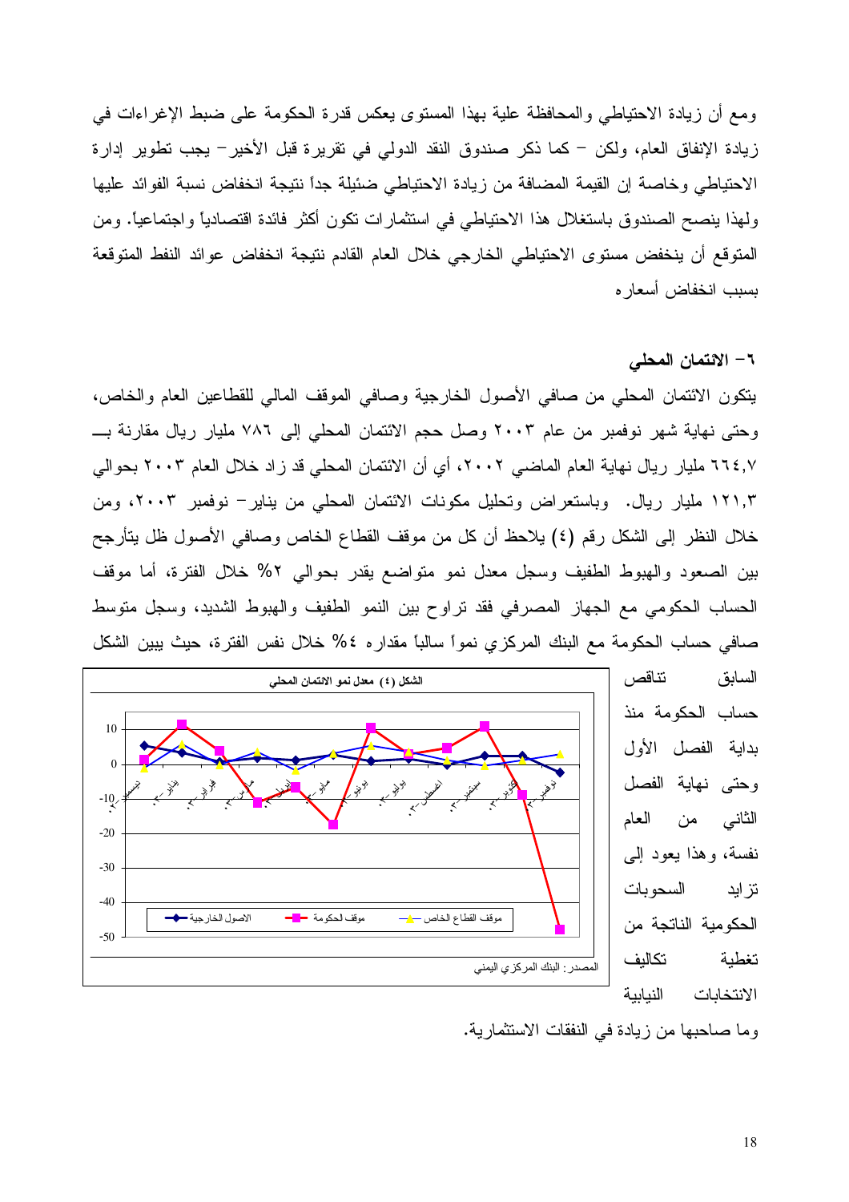ومع أن زيادة الاحتياطي والمحافظة علية بهذا المستوى يعكس قدرة الحكومة على ضبط الإغراءات في زيادة الإنفاق العام، ولكن – كما ذكر صندوق النقد الدولي في تقريرة قبل الأخير– يجب تطوير إدارة الاحتياطي وخاصة إن القيمة المضافة من زيادة الاحتياطي ضئيلة جداً نتيجة انخفاض نسبة الفوائد عليها ولهذا ينصح الصندوق باستغلال هذا الاحتياطي في استثمارات تكون أكثر فائدة اقتصادياً واجتماعياً. ومن المتوقع أن ينخفض مستوى الاحتياطي الخارجي خلال العام القادم نتيجة انخفاض عوائد النفط المتوقعة بسبب انخفاض أسعاره

## ٦- الائتمان المحلي

يتكون الائتمان المحلي من صافي الأصول الخارجية وصافي الموقف المالي للقطاعين العام والخاص، وحتى نهاية شهر نوفمبر من عام ٢٠٠٣ وصل حجم الائتمان المحلي إلى ٧٨٦ مليار ريال مقارنة بـــ ٦٦٤,٧ مليار ريال نهاية العام الماضي ٢٠٠٢، أي أن الائتمان المحلي قد زاد خلال العام ٢٠٠٣ بحوالي ١٢١,٣ مليار ريال. وباستعراض وتحليل مكونات الائتمان المحلي من يناير– نوفمبر ٢٠٠٣، ومن خلال النظر إلى الشكل رقم (٤) يلاحظ أن كل من موقف القطاع الخاص وصافي الأصول ظل يتأرجح بين الصعود والهبوط الطفيف وسجل معدل نمو متواضع يقدر بحوالي ٢% خلال الفترة، أما موقف الحساب الحكومي مع الجهاز المصرفي فقد تراوح بين النمو الطفيف والهبوط الشديد، وسجل متوسط صافي حساب الحكومة مع البنك المركزي نمواً سالباً مقداره ٤% خلال نفس الفترة، حيث يبين الشكل السابق تناقص حساب الحكومة منذ بداية الفصل الأول وحتى نهاية الفصل الثاني من العام نفسة، وهذا يعود إلى تزايد السحوبات الحكومية الناتجة من تغطية تكاليف الانتخابات النيابية وما صاحبها من زيادة في النفقات الاستثمارية.

**الشكل (٤) معدل نمو الائتمان المحلي**

المصدر: البنك المركزي اليمني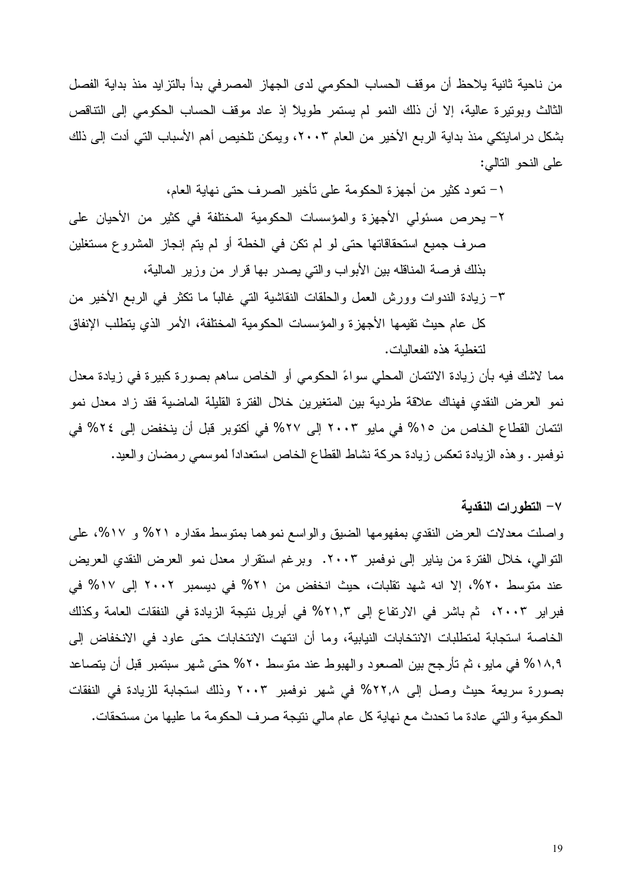من ناحية ثانية يلاحظ أن موقف الحساب الحكومي لدى الجهاز المصرفي بدأ بالتزايد منذ بداية الفصل الثالث وبوتيرة عالية، إلا أن ذلك النمو لم يستمر طويلاً إذ عاد موقف الحساب الحكومي إلى التناقص بشكل دراماتيكي منذ بداية الربع الأخير من العام ٢٠٠٣، ويمكن تلخيص أهم الأسباب التي أدت إلى ذلك على النحو التالي:

١- تعود كثير من أجهزة الحكومة على تأخير الصرف حتى نهاية العام،

٢- يحرص مسئولي الأجهزة والمؤسسات الحكومية المختلفة في كثير من الأحيان على صرف جميع استحقاقاتها حتى لو لم تكن في الخطة أو لم يتم إنجاز المشروع مستغلين بذلك فرصة المناقله بين الأبواب والتي يصدر بها قرار من وزير المالية،

٣- زيادة الندوات وورش العمل والحلقات النقاشية التي غالباً ما تكثر في الربع الأخير من كل عام حيث تقيمها الأجهزة والمؤسسات الحكومية المختلفة، الأمر الذي يتطلب الإنفاق لتغطية هذه الفعاليات.

مما لاشك فيه بأن زيادة الائتمان المحلي سواءً الحكومي أو الخاص ساهم بصورة كبيرة في زيادة معدل نمو العرض النقدي فهناك علاقة طردية بين المتغيرين خلال الفترة القليلة الماضية فقد زاد معدل نمو ائتمان القطاع الخاص من ١٥% في مايو ٢٠٠٣ إلى ٢٧% في أكتوبر قبل أن ينخفض إلى ٢٤% في نوفمبر. وهذه الزيادة تعكس زيادة حركة نشاط القطاع الخاص استعداداً لموسمي رمضان والعيد.

### ٧- التطورات النقدية

واصلت معدلات العرض النقدي بمفهومها الضيق والواسع نموهما بمتوسط مقداره ٢١% و ١٧%، على التوالي، خلال الفترة من يناير إلى نوفمبر ٢٠٠٣. وبرغم استقرار معدل نمو العرض النقدي العريض عند متوسط ٢٠%، إلا انه شهد تقلبات، حيث انخفض من ٢١% في ديسمبر ٢٠٠٢ إلى ١٧% في فبراير ٢٠٠٣، ثم باشر في الارتفاع إلى ٢١,٣% في أبريل نتيجة الزيادة في النفقات العامة وكذلك الخاصة استجابة لمتطلبات الانتخابات النيابية، وما أن انتهت الانتخابات حتى عاود في الانخفاض إلى ١٨,٩% في مايو، ثم تأرجح بين الصعود والهبوط عند متوسط ٢٠% حتى شهر سبتمبر قبل أن يتصاعد بصورة سريعة حيث وصل إلى ٢٢,٨% في شهر نوفمبر ٢٠٠٣ وذلك استجابة للزيادة في النفقات الحكومية والتي عادة ما تحدث مع نهاية كل عام مالي نتيجة صرف الحكومة ما عليها من مستحقات.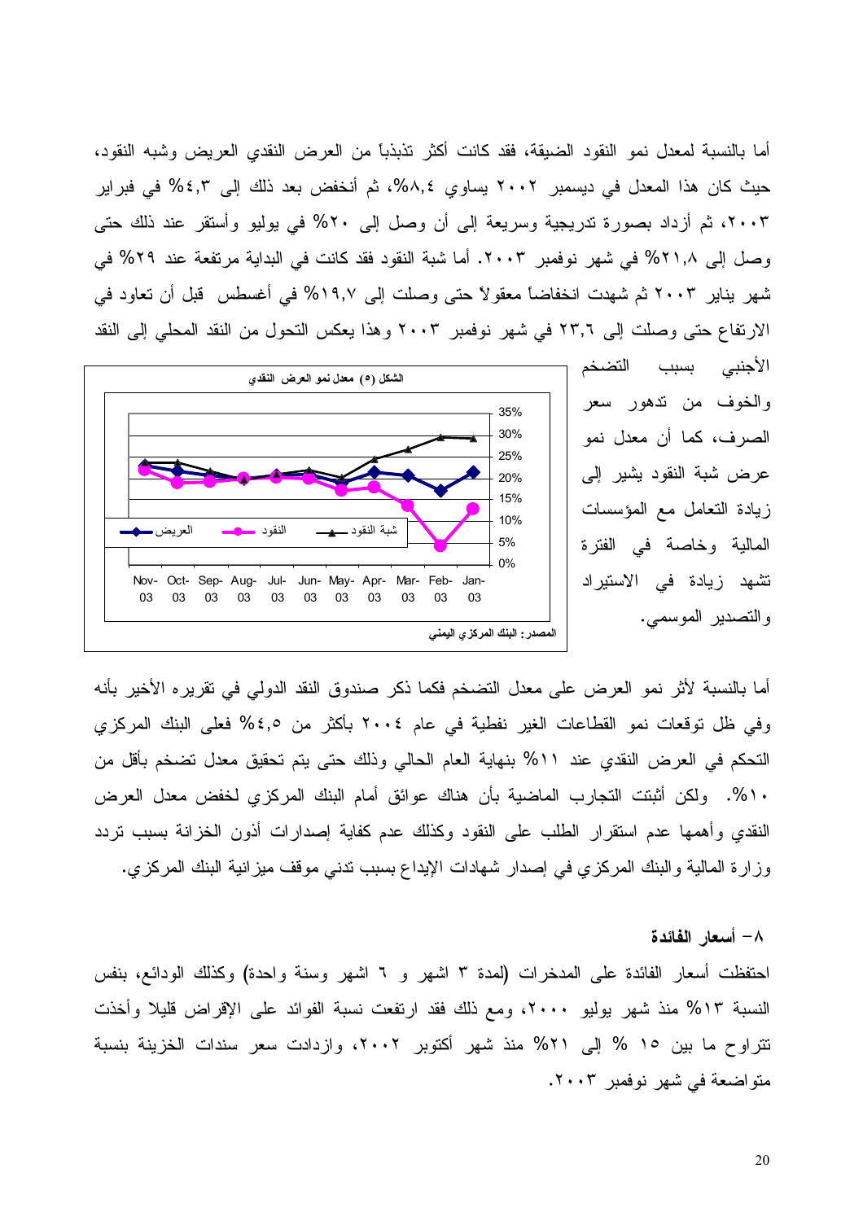أما بالنسبة لمعدل نمو النقود الضيقة، فقد كانت أكثر تذبذباً من العرض النقدي العريض وشبه النقود، حيث كان هذا المعدل في ديسمبر ٢٠٠٢ يساوي ٨,٤%، ثم أنخفض بعد ذلك إلى ٤,٣% في فبراير ٢٠٠٣، ثم أزداد بصورة تدريجية وسريعة إلى أن وصل إلى ٢٠% في يوليو وأستقر عند ذلك حتى وصل إلى ٢١,٨% في شهر نوفمبر ٢٠٠٣. أما شبة النقود فقد كانت في البداية مرتفعة عند ٢٩% في شهر يناير ٢٠٠٣ ثم شهدت انخفاضاً معقولاً حتى وصلت إلى ١٩,٧% في أغسطس قبل أن تعاود في الارتفاع حتى وصلت إلى ٢٣,٦ في شهر نوفمبر ٢٠٠٣ وهذا يعكس التحول من النقد المحلي إلى النقد الأجنبي بسبب التضخم والخوف من تدهور سعر الصرف، كما أن معدل نمو عرض شبة النقود يشير إلى زيادة التعامل مع المؤسسات المالية وخاصة في الفترة تشهد زيادة في الاستيراد والتصدير الموسمي.

**الشكل (٥) معدل نمو العرض النقدي**

المصدر: البنك المركزي اليمني

أما بالنسبة لأثر نمو العرض على معدل التضخم فكما ذكر صندوق النقد الدولي في تقريره الأخير بأنه وفي ظل توقعات نمو القطاعات الغير نفطية في عام ٢٠٠٤ بأكثر من ٤,٥% فعلى البنك المركزي التحكم في العرض النقدي عند ١١% بنهاية العام الحالي وذلك حتى يتم تحقيق معدل تضخم بأقل من ١٠%. ولكن أثبتت التجارب الماضية بأن هناك عوائق أمام البنك المركزي لخفض معدل العرض النقدي وأهمها عدم استقرار الطلب على النقود وكذلك عدم كفاية إصدارات أذون الخزانة بسبب تردد وزارة المالية والبنك المركزي في إصدار شهادات الإيداع بسبب تدني موقف ميزانية البنك المركزي.

### ٨- أسعار الفائدة

احتفظت أسعار الفائدة على المدخرات (لمدة ٣ اشهر و ٦ اشهر وسنة واحدة) وكذلك الودائع، بنفس النسبة ١٣% منذ شهر يوليو ٢٠٠٠، ومع ذلك فقد ارتفعت نسبة الفوائد على الإقراض قليلا وأخذت تتراوح ما بين ١٥ % إلى ٢١% منذ شهر أكتوبر ٢٠٠٢، وازدادت سعر سندات الخزينة بنسبة متواضعة في شهر نوفمبر ٢٠٠٣.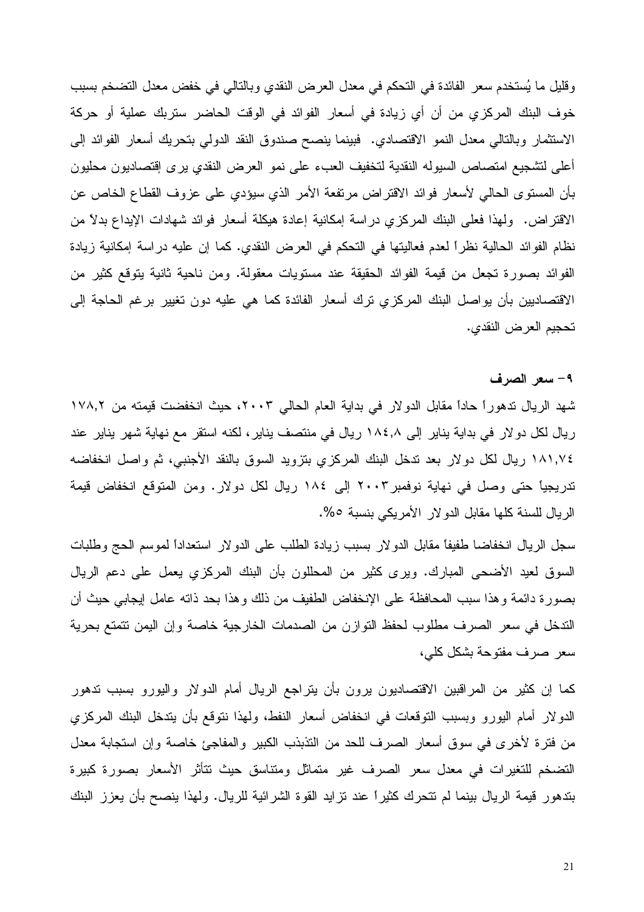وقليل ما يُستخدم سعر الفائدة في التحكم في معدل العرض النقدي وبالتالي في خفض معدل التضخم بسبب خوف البنك المركزي من أن أي زيادة في أسعار الفوائد في الوقت الحاضر ستربك عملية أو حركة الاستثمار وبالتالي معدل النمو الاقتصادي. فبينما ينصح صندوق النقد الدولي بتحريك أسعار الفوائد إلى أعلى لتشجيع امتصاص السيوله النقدية لتخفيف العبء على نمو العرض النقدي يرى إقتصاديون محليون بأن المستوى الحالي لأسعار فوائد الاقتراض مرتفعة الأمر الذي سيؤدي على عزوف القطاع الخاص عن الاقتراض. ولهذا فعلى البنك المركزي دراسة إمكانية إعادة هيكلة أسعار فوائد شهادات الإيداع بدلاً من نظام الفوائد الحالية نظراً لعدم فعاليتها في التحكم في العرض النقدي. كما إن عليه دراسة إمكانية زيادة الفوائد بصورة تجعل من قيمة الفوائد الحقيقة عند مستويات معقولة. ومن ناحية ثانية يتوقع كثير من الاقتصاديين بأن يواصل البنك المركزي ترك أسعار الفائدة كما هي عليه دون تغيير برغم الحاجة إلى تحجيم العرض النقدي.

### ٩- سعر الصرف

شهد الريال تدهوراً حاداً مقابل الدولار في بداية العام الحالي ٢٠٠٣، حيث انخفضت قيمته من ١٧٨,٢ ريال لكل دولار في بداية يناير إلى ١٨٤,٨ ريال في منتصف يناير، لكنه استقر مع نهاية شهر يناير عند ١٨١,٧٤ ريال لكل دولار بعد تدخل البنك المركزي بتزويد السوق بالنقد الأجنبي، ثم واصل انخفاضه تدريجياً حتى وصل في نهاية نوفمبر٢٠٠٣ إلى ١٨٤ ريال لكل دولار. ومن المتوقع انخفاض قيمة الريال للسنة كلها مقابل الدولار الأمريكي بنسبة ٥%.

سجل الريال انخفاضا طفيفاً مقابل الدولار بسبب زيادة الطلب على الدولار استعداداً لموسم الحج وطلبات السوق لعيد الأضحى المبارك. ويرى كثير من المحللون بأن البنك المركزي يعمل على دعم الريال بصورة دائمة وهذا سبب المحافظة على الإنخفاض الطفيف من ذلك وهذا بحد ذاته عامل إيجابي حيث أن التدخل في سعر الصرف مطلوب لحفظ التوازن من الصدمات الخارجية خاصة وإن اليمن تتمتع بحرية سعر صرف مفتوحة بشكل كلي،

كما إن كثير من المراقبين الاقتصاديون يرون بأن يتراجع الريال أمام الدولار واليورو بسبب تدهور الدولار أمام اليورو وبسبب التوقعات في انخفاض أسعار النفط، ولهذا نتوقع بأن يتدخل البنك المركزي من فترة لأخرى في سوق أسعار الصرف للحد من التذبذب الكبير والمفاجئ خاصة وإن استجابة معدل التضخم للتغيرات في معدل سعر الصرف غير متماثل ومتناسق حيث تتأثر الأسعار بصورة كبيرة بتدهور قيمة الريال بينما لم تتحرك كثيراً عند تزايد القوة الشرائية للريال. ولهذا ينصح بأن يعزز البنك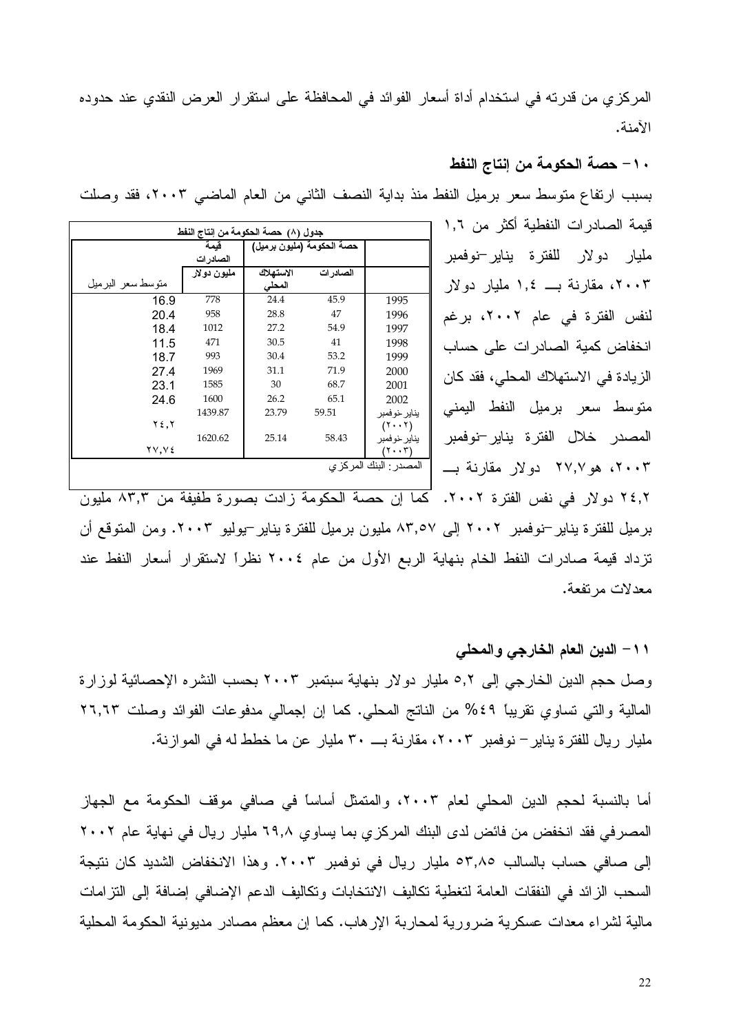المركزي من قدرته في استخدام أداة أسعار الفوائد في المحافظة على استقرار العرض النقدي عند حدوده الآمنة.

### ١٠- حصة الحكومة من إنتاج النفط

بسبب ارتفاع متوسط سعر برميل النفط منذ بداية النصف الثاني من العام الماضي ٢٠٠٣، فقد وصلت قيمة الصادرات النفطية أكثر من ١,٦ مليار دولار للفترة يناير-نوفمبر ٢٠٠٣، مقارنة بـــ ١,٤ مليار دولار لنفس الفترة في عام ٢٠٠٢، برغم انخفاض كمية الصادرات على حساب الزيادة في الاستهلاك المحلي، فقد كان متوسط سعر برميل النفط اليمني المصدر خلال الفترة يناير-نوفمبر ٢٠٠٣، هو٢٧,٧ دولار مقارنة بـــ ٢٤,٢ دولار في نفس الفترة ٢٠٠٢. كما إن حصة الحكومة زادت بصورة طفيفة من ٨٣,٣ مليون برميل للفترة يناير-نوفمبر ٢٠٠٢ إلى ٨٣,٥٧ مليون برميل للفترة يناير-يوليو ٢٠٠٣. ومن المتوقع أن تزداد قيمة صادرات النفط الخام بنهاية الربع الأول من عام ٢٠٠٤ نظراً لاستقرار أسعار النفط عند معدلات مرتفعة.

**جدول (٨) حصة الحكومة من إنتاج النفط**

| | حصة الحكومة (مليون برميل) | | قيمة الصادرات | |
|---|---|---|---|---|
| | الصادرات | الاستهلاك المحلي | مليون دولار | متوسط سعر البرميل |
| 1995 | 45.9 | 24.4 | 778 | 16.9 |
| 1996 | 47 | 28.8 | 958 | 20.4 |
| 1997 | 54.9 | 27.2 | 1012 | 18.4 |
| 1998 | 41 | 30.5 | 471 | 11.5 |
| 1999 | 53.2 | 30.4 | 993 | 18.7 |
| 2000 | 71.9 | 31.1 | 1969 | 27.4 |
| 2001 | 68.7 | 30 | 1585 | 23.1 |
| 2002 | 65.1 | 26.2 | 1600 | 24.6 |
| يناير-نوفمبر (٢٠٠٢) | 59.51 | 23.79 | 1439.87 | ٢٤,٢ |
| يناير-نوفمبر (٢٠٠٣) | 58.43 | 25.14 | 1620.62 | ٢٧,٧٤ |

المصدر: البنك المركزي

### ١١- الدين العام الخارجي والمحلي

وصل حجم الدين الخارجي إلى ٥,٢ مليار دولار بنهاية سبتمبر ٢٠٠٣ بحسب النشره الإحصائية لوزارة المالية والتي تساوي تقريباً ٤٩% من الناتج المحلي. كما إن إجمالي مدفوعات الفوائد وصلت ٢٦,٦٣ مليار ريال للفترة يناير- نوفمبر ٢٠٠٣، مقارنة بـــ ٣٠ مليار عن ما خطط له في الموازنة.

أما بالنسبة لحجم الدين المحلي لعام ٢٠٠٣، والمتمثل أساساً في صافي موقف الحكومة مع الجهاز المصرفي فقد انخفض من فائض لدى البنك المركزي بما يساوي ٦٩,٨ مليار ريال في نهاية عام ٢٠٠٢ إلى صافي حساب بالسالب ٥٣,٨٥ مليار ريال في نوفمبر ٢٠٠٣. وهذا الانخفاض الشديد كان نتيجة السحب الزائد في النفقات العامة لتغطية تكاليف الانتخابات وتكاليف الدعم الإضافي إضافة إلى التزامات مالية لشراء معدات عسكرية ضرورية لمحاربة الإرهاب. كما إن معظم مصادر مديونية الحكومة المحلية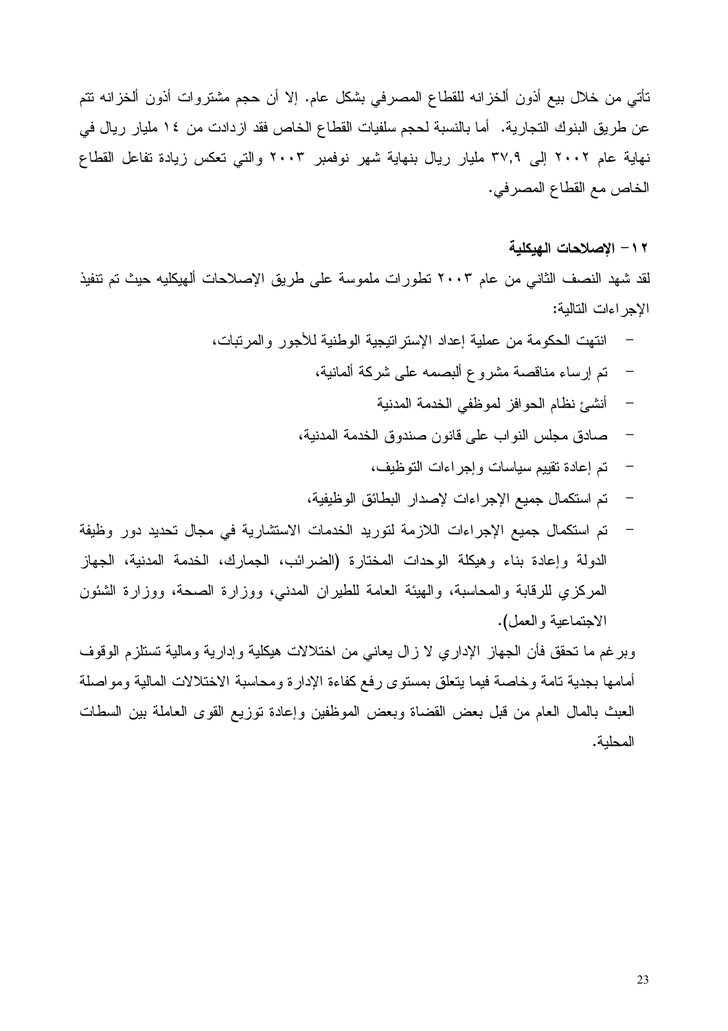تأتي من خلال بيع أذون ألخزانه للقطاع المصرفي بشكل عام. إلا أن حجم مشتروات أذون ألخزانه تتم عن طريق البنوك التجارية. أما بالنسبة لحجم سلفيات القطاع الخاص فقد ازدادت من ١٤ مليار ريال في نهاية عام ٢٠٠٢ إلى ٣٧,٩ مليار ريال بنهاية شهر نوفمبر ٢٠٠٣ والتي تعكس زيادة تفاعل القطاع الخاص مع القطاع المصرفي.

## ١٢- الإصلاحات الهيكلية

لقد شهد النصف الثاني من عام ٢٠٠٣ تطورات ملموسة على طريق الإصلاحات ألهيكليه حيث تم تنفيذ الإجراءات التالية:

- انتهت الحكومة من عملية إعداد الإستراتيجية الوطنية للأجور والمرتبات،
- تم إرساء مناقصة مشروع ألبصمه على شركة ألمانية،
- أنشئ نظام الحوافز لموظفي الخدمة المدنية
- صادق مجلس النواب على قانون صندوق الخدمة المدنية،
- تم إعادة تقييم سياسات وإجراءات التوظيف،
- تم استكمال جميع الإجراءات لإصدار البطائق الوظيفية،
- تم استكمال جميع الإجراءات اللازمة لتوريد الخدمات الاستشارية في مجال تحديد دور وظيفة الدولة وإعادة بناء وهيكلة الوحدات المختارة (الضرائب، الجمارك، الخدمة المدنية، الجهاز المركزي للرقابة والمحاسبة، والهيئة العامة للطيران المدني، ووزارة الصحة، ووزارة الشئون الاجتماعية والعمل).

وبرغم ما تحقق فأن الجهاز الإداري لا زال يعاني من اختلالات هيكلية وإدارية ومالية تستلزم الوقوف أمامها بجدية تامة وخاصة فيما يتعلق بمستوى رفع كفاءة الإدارة ومحاسبة الاختلالات المالية ومواصلة العبث بالمال العام من قبل بعض القضاة وبعض الموظفين وإعادة توزيع القوى العاملة بين السطات المحلية.